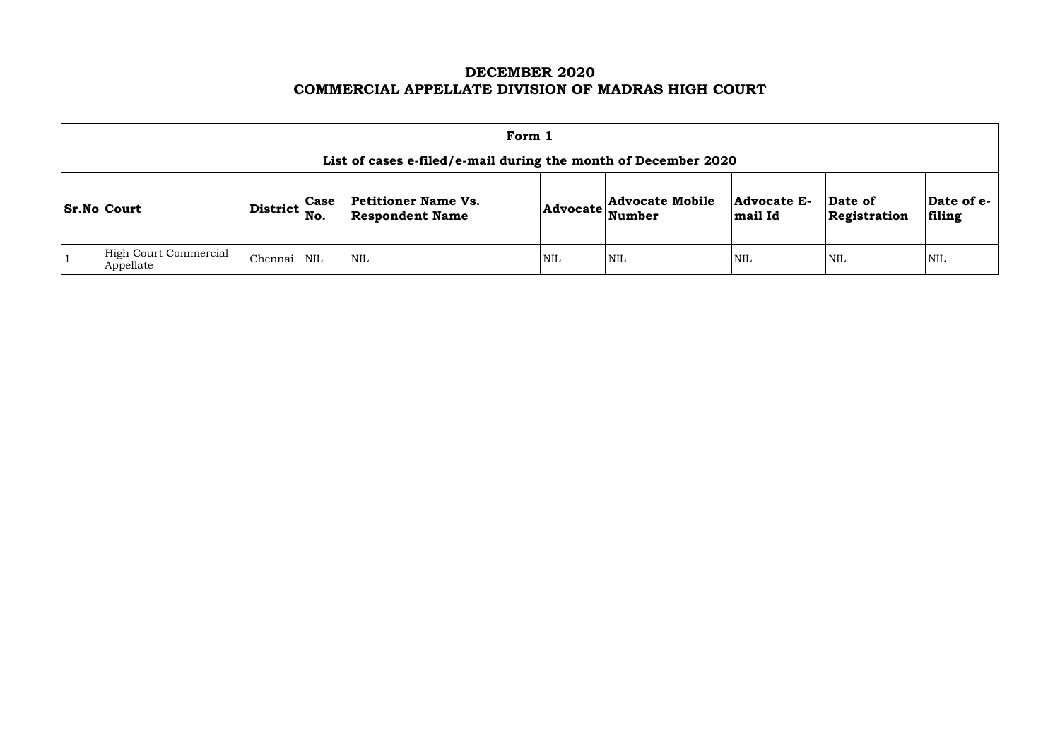# DECEMBER 2020
# COMMERCIAL APPELLATE DIVISION OF MADRAS HIGH COURT

| Form 1 | | | | | | | | | |
|---|---|---|---|---|---|---|---|---|---|
| **List of cases e-filed/e-mail during the month of December 2020** | | | | | | | | | |
| **Sr.No** | **Court** | **District** | **Case No.** | **Petitioner Name Vs. Respondent Name** | **Advocate** | **Advocate Mobile Number** | **Advocate E-mail Id** | **Date of Registration** | **Date of e-filing** |
| 1 | High Court Commercial Appellate | Chennai | NIL | NIL | NIL | NIL | NIL | NIL | NIL |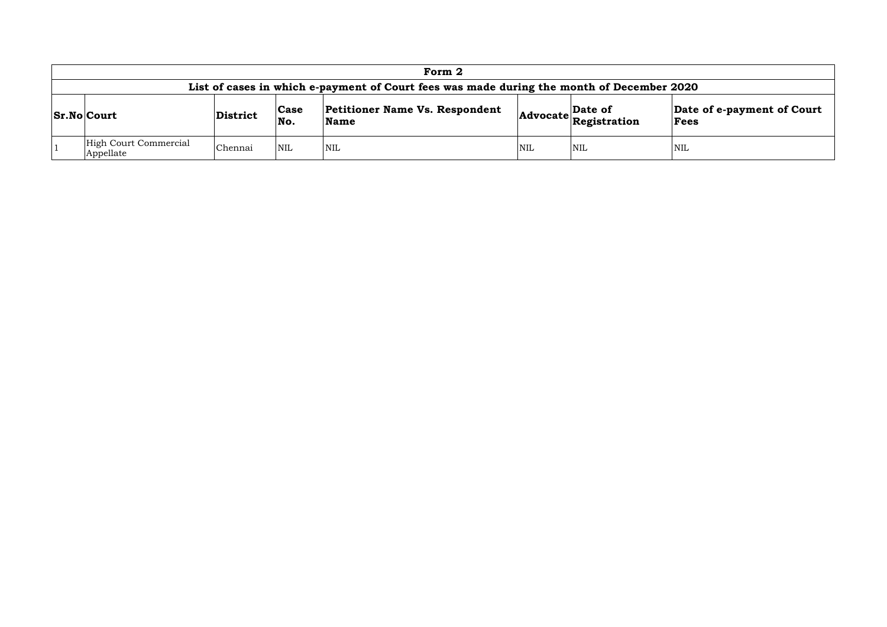## Form 2

### List of cases in which e-payment of Court fees was made during the month of December 2020

| Sr.No | Court | District | Case No. | Petitioner Name Vs. Respondent Name | Advocate | Date of Registration | Date of e-payment of Court Fees |
|---|---|---|---|---|---|---|---|
| 1 | High Court Commercial Appellate | Chennai | NIL | NIL | NIL | NIL | NIL |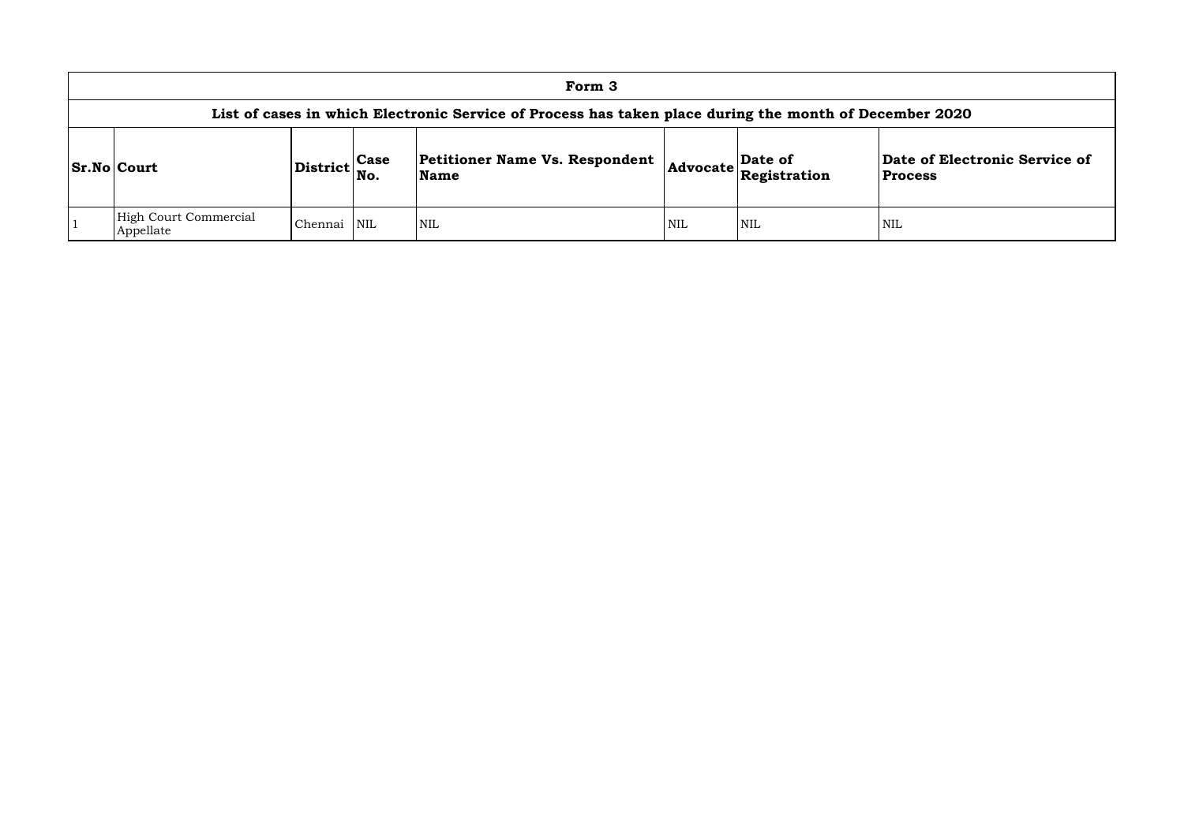| Form 3 | | | | | | | |
|---|---|---|---|---|---|---|---|
| **List of cases in which Electronic Service of Process has taken place during the month of December 2020** | | | | | | | |
| **Sr.No** | **Court** | **District** | **Case No.** | **Petitioner Name Vs. Respondent Name** | **Advocate** | **Date of Registration** | **Date of Electronic Service of Process** |
| 1 | High Court Commercial Appellate | Chennai | NIL | NIL | NIL | NIL | NIL |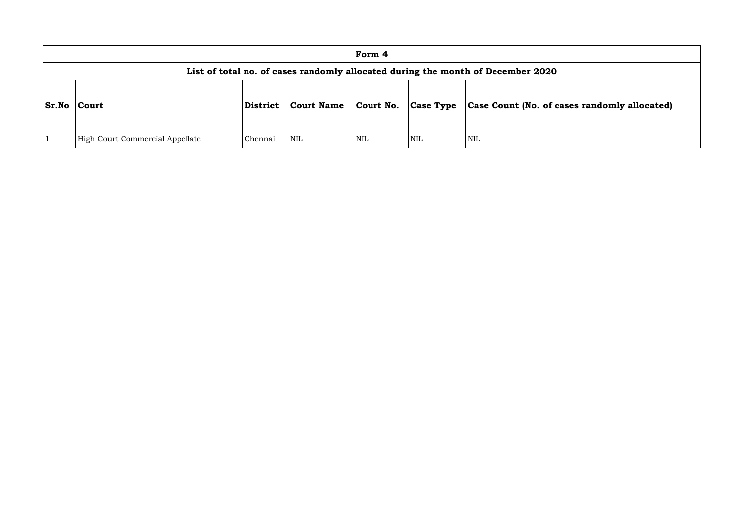# Form 4

## List of total no. of cases randomly allocated during the month of December 2020

| Sr.No | Court | District | Court Name | Court No. | Case Type | Case Count (No. of cases randomly allocated) |
|---|---|---|---|---|---|---|
| 1 | High Court Commercial Appellate | Chennai | NIL | NIL | NIL | NIL |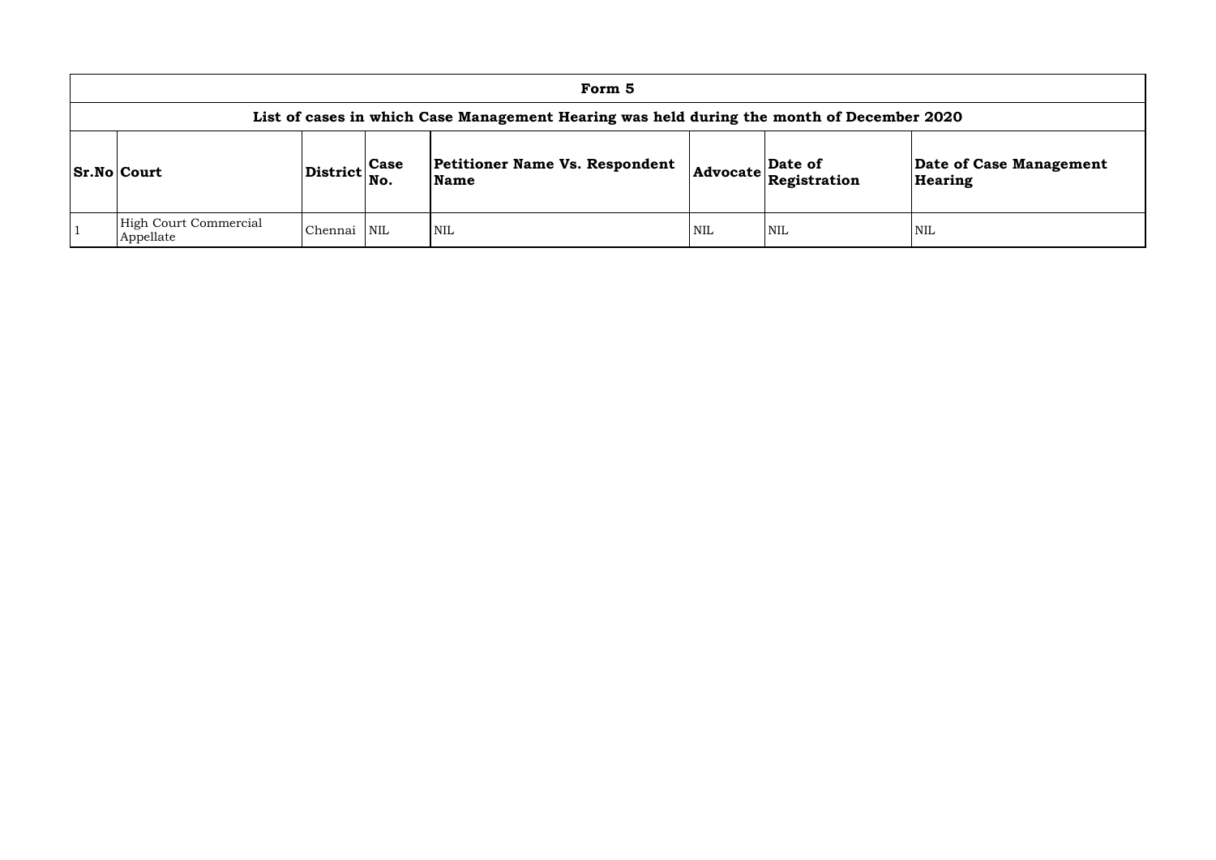| Form 5 | | | | | | | |
|---|---|---|---|---|---|---|---|
| **List of cases in which Case Management Hearing was held during the month of December 2020** | | | | | | | |
| **Sr.No** | **Court** | **District** | **Case No.** | **Petitioner Name Vs. Respondent Name** | **Advocate** | **Date of Registration** | **Date of Case Management Hearing** |
| 1 | High Court Commercial Appellate | Chennai | NIL | NIL | NIL | NIL | NIL |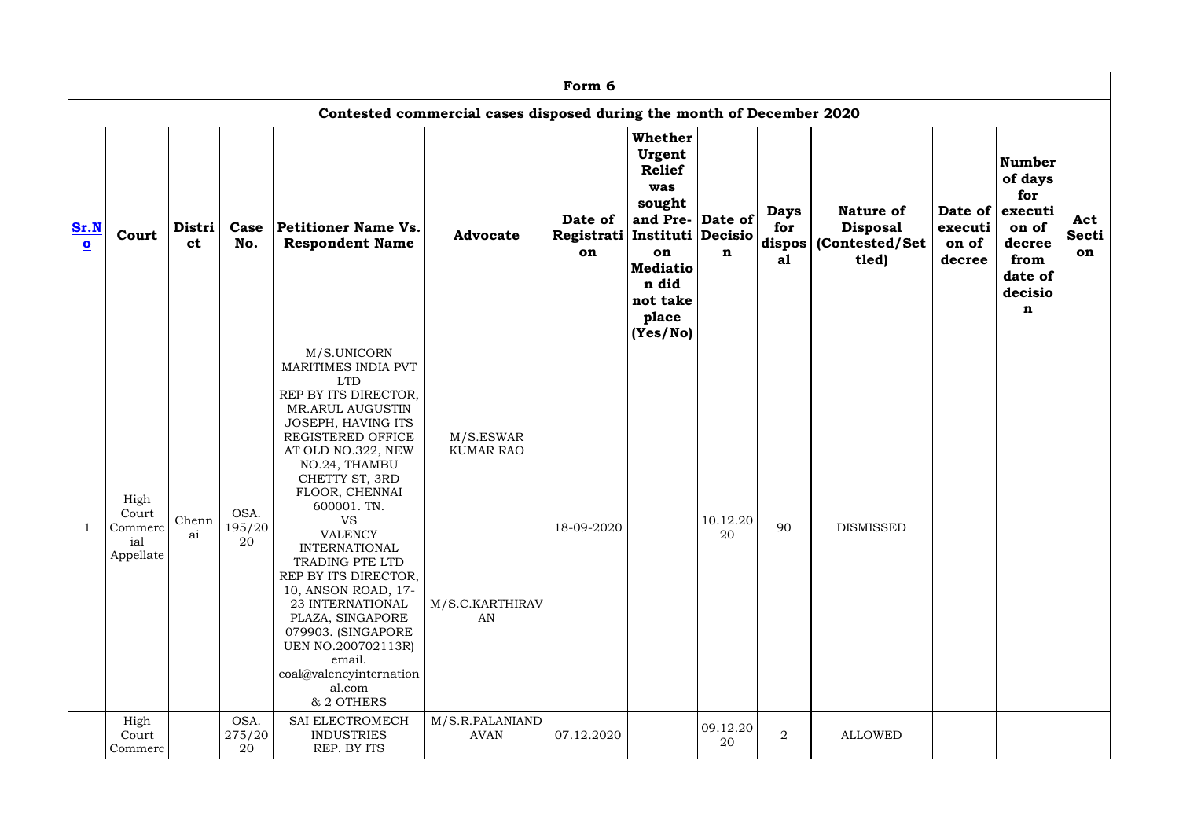| Form 6 | | | | | | | | | | | | | |
|---|---|---|---|---|---|---|---|---|---|---|---|---|---|
| **Contested commercial cases disposed during the month of December 2020** | | | | | | | | | | | | | |
| **Sr.No** | **Court** | **District** | **Case No.** | **Petitioner Name Vs. Respondent Name** | **Advocate** | **Date of Registration** | **Whether Urgent Relief was sought and Pre-Institution Mediation did not take place (Yes/No)** | **Date of Decision** | **Days for disposal** | **Nature of Disposal (Contested/Settled)** | **Date of execution of decree** | **Number of days for execution of decree from date of decision** | **Act Section** |
| 1 | High Court Commercial Appellate | Chennai | OSA. 195/2020 | M/S.UNICORN MARITIMES INDIA PVT LTD REP BY ITS DIRECTOR, MR.ARUL AUGUSTIN JOSEPH, HAVING ITS REGISTERED OFFICE AT OLD NO.322, NEW NO.24, THAMBU CHETTY ST, 3RD FLOOR, CHENNAI 600001. TN. VS VALENCY INTERNATIONAL TRADING PTE LTD REP BY ITS DIRECTOR, 10, ANSON ROAD, 17-23 INTERNATIONAL PLAZA, SINGAPORE 079903. (SINGAPORE UEN NO.200702113R) email. coal@valencyinternational.com & 2 OTHERS | M/S.ESWAR KUMAR RAO<br>M/S.C.KARTHIRAVAN | 18-09-2020 | | 10.12.2020 | 90 | DISMISSED | | | |
| | High Court Commerc | | OSA. 275/2020 | SAI ELECTROMECH INDUSTRIES REP. BY ITS | M/S.R.PALANIANDAVAN | 07.12.2020 | | 09.12.2020 | 2 | ALLOWED | | | |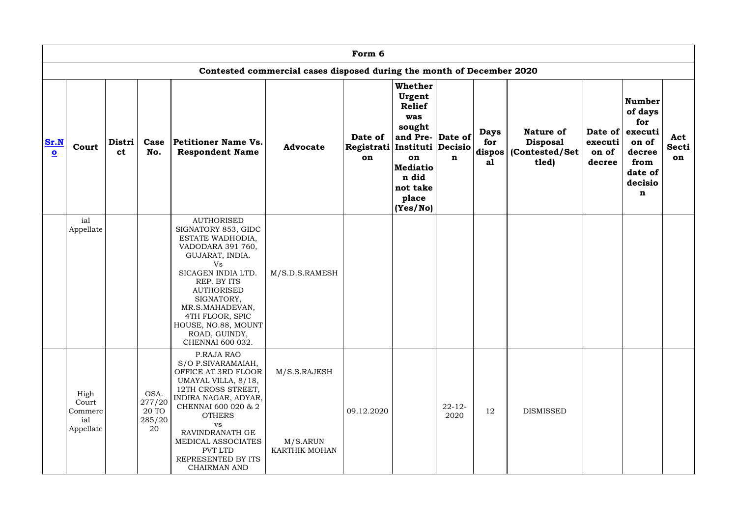## Form 6

### Contested commercial cases disposed during the month of December 2020

| Sr.No | Court | District | Case No. | Petitioner Name Vs. Respondent Name | Advocate | Date of Registration | Whether Urgent Relief was sought and Pre-Institution Mediation did not take place (Yes/No) | Date of Decision | Days for disposal | Nature of Disposal (Contested/Settled) | Date of execution of decree | Number of days for execution of decree from date of decision | Act Section |
|---|---|---|---|---|---|---|---|---|---|---|---|---|---|
| | ial Appellate | | | AUTHORISED SIGNATORY 853, GIDC ESTATE WADHODIA, VADODARA 391 760, GUJARAT, INDIA. Vs SICAGEN INDIA LTD. REP. BY ITS AUTHORISED SIGNATORY, MR.S.MAHADEVAN, 4TH FLOOR, SPIC HOUSE, NO.88, MOUNT ROAD, GUINDY, CHENNAI 600 032. | M/S.D.S.RAMESH | | | | | | | | |
| | High Court Commercial Appellate | | OSA. 277/2020 TO 285/2020 | P.RAJA RAO S/O P.SIVARAMAIAH, OFFICE AT 3RD FLOOR UMAYAL VILLA, 8/18, 12TH CROSS STREET, INDIRA NAGAR, ADYAR, CHENNAI 600 020 & 2 OTHERS vs RAVINDRANATH GE MEDICAL ASSOCIATES PVT LTD REPRESENTED BY ITS CHAIRMAN AND | M/S.S.RAJESH M/S.ARUN KARTHIK MOHAN | 09.12.2020 | | 22-12-2020 | 12 | DISMISSED | | | |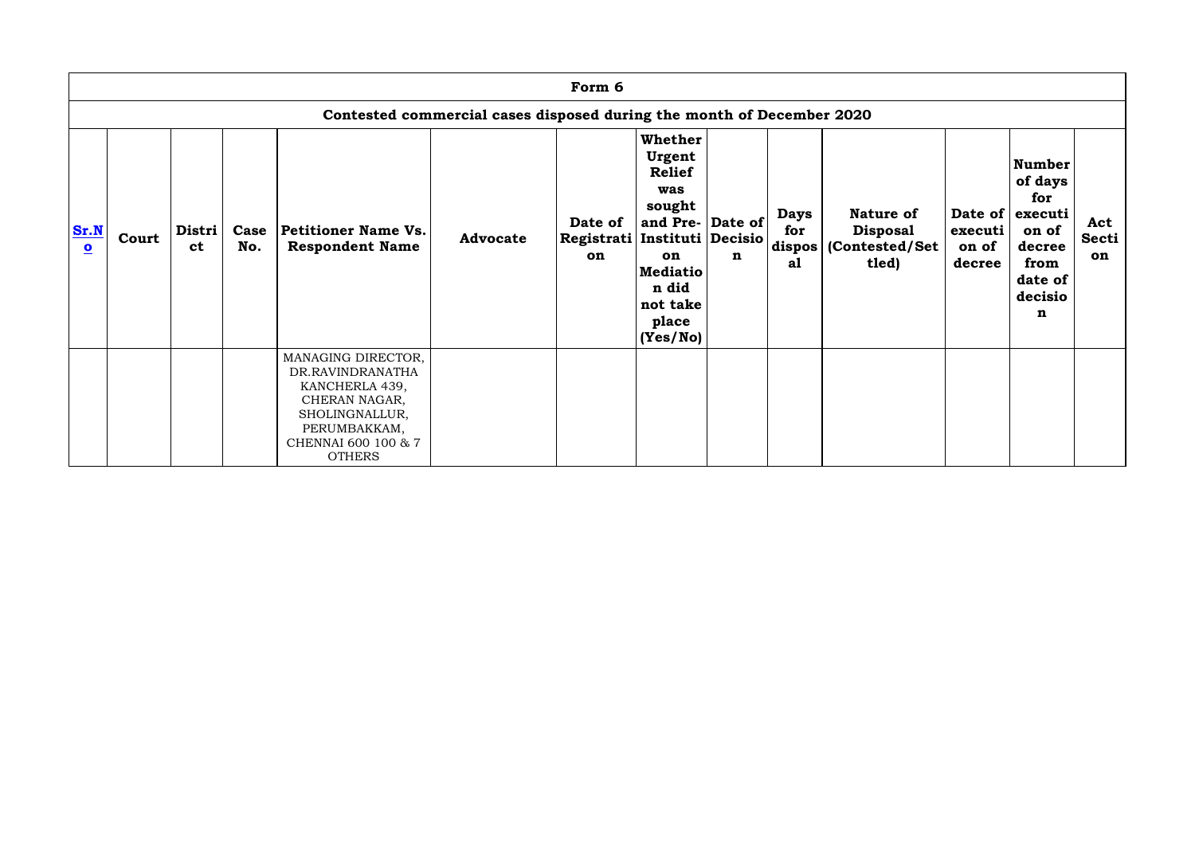| Form 6 | | | | | | | | | | | | | |
|---|---|---|---|---|---|---|---|---|---|---|---|---|---|
| Contested commercial cases disposed during the month of December 2020 | | | | | | | | | | | | | |
| **Sr.No** | **Court** | **District** | **Case No.** | **Petitioner Name Vs. Respondent Name** | **Advocate** | **Date of Registration** | **Whether Urgent Relief was sought and Pre-Institution Mediation did not take place (Yes/No)** | **Date of Decision** | **Days for disposal** | **Nature of Disposal (Contested/Settled)** | **Date of execution of decree** | **Number of days for execution of decree from date of decision** | **Act Section** |
| | | | | MANAGING DIRECTOR, DR.RAVINDRANATHA KANCHERLA 439, CHERAN NAGAR, SHOLINGNALLUR, PERUMBAKKAM, CHENNAI 600 100 & 7 OTHERS | | | | | | | | | |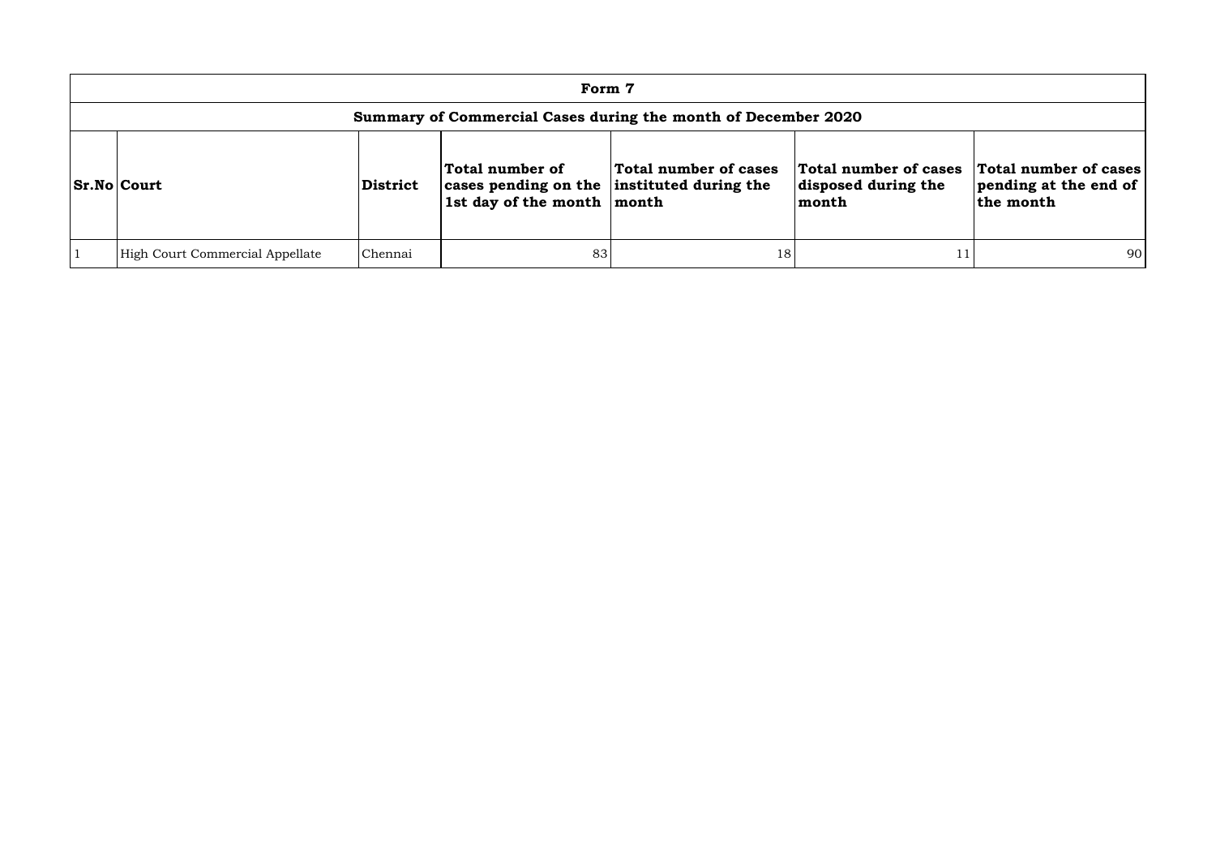| Form 7 | | | | | | |
|---|---|---|---|---|---|---|
| **Summary of Commercial Cases during the month of December 2020** | | | | | | |
| **Sr.No** | **Court** | **District** | **Total number of cases pending on the 1st day of the month** | **Total number of cases instituted during the month** | **Total number of cases disposed during the month** | **Total number of cases pending at the end of the month** |
| 1 | High Court Commercial Appellate | Chennai | 83 | 18 | 11 | 90 |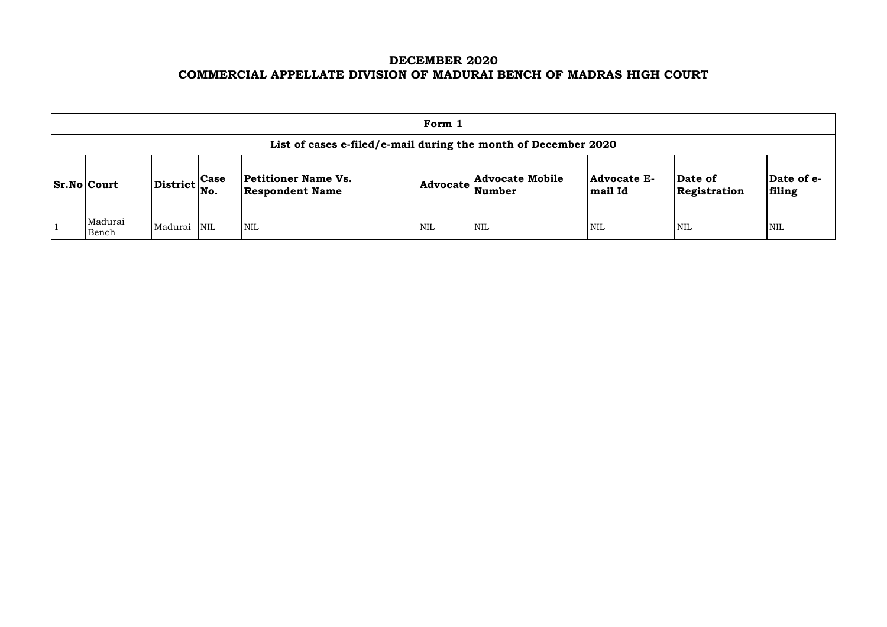# DECEMBER 2020
# COMMERCIAL APPELLATE DIVISION OF MADURAI BENCH OF MADRAS HIGH COURT

| Form 1 | | | | | | | | | |
|---|---|---|---|---|---|---|---|---|---|
| **List of cases e-filed/e-mail during the month of December 2020** | | | | | | | | | |
| **Sr.No** | **Court** | **District** | **Case No.** | **Petitioner Name Vs. Respondent Name** | **Advocate** | **Advocate Mobile Number** | **Advocate E-mail Id** | **Date of Registration** | **Date of e-filing** |
| 1 | Madurai Bench | Madurai | NIL | NIL | NIL | NIL | NIL | NIL | NIL |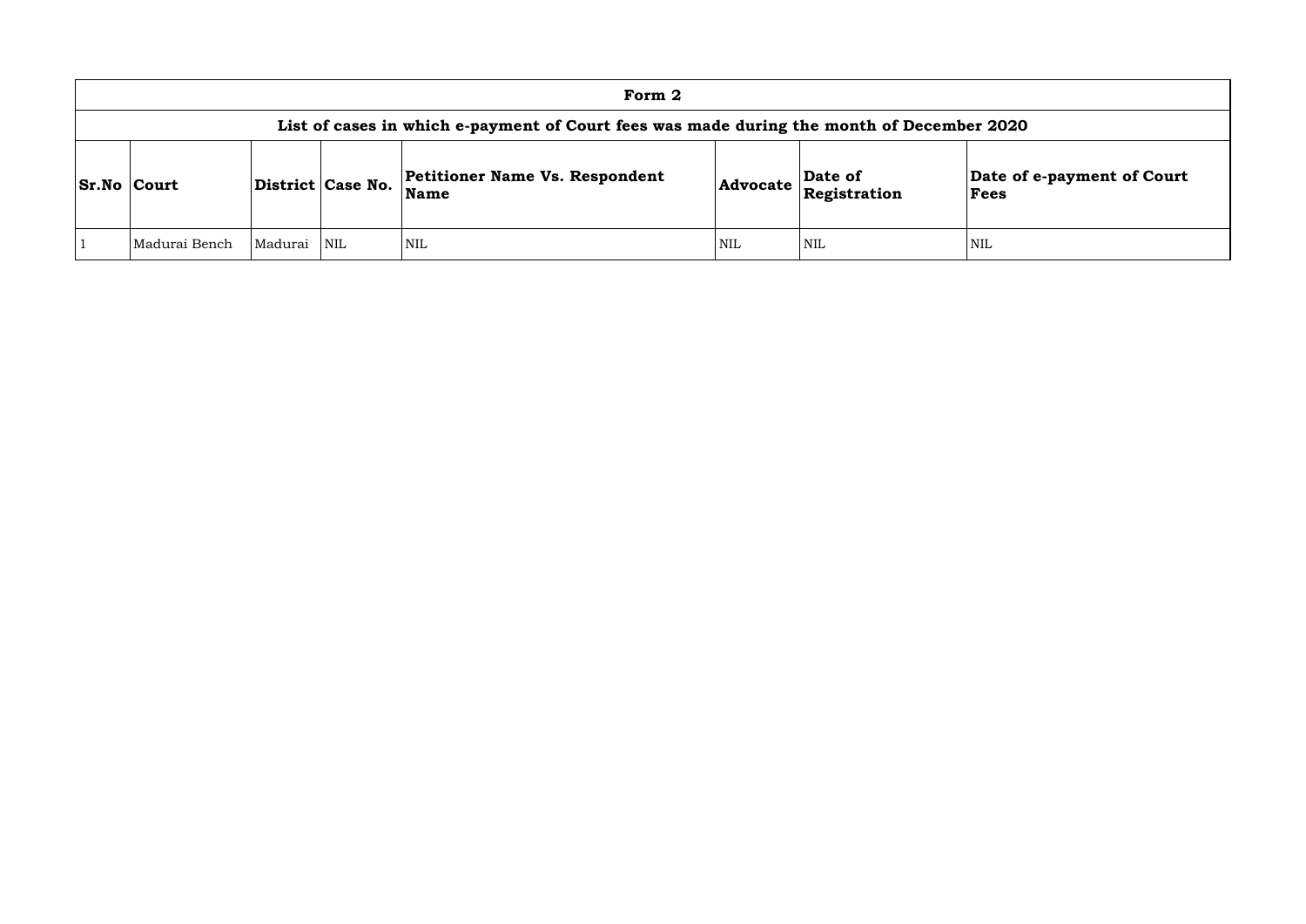| Form 2 | | | | | | | |
|---|---|---|---|---|---|---|---|
| List of cases in which e-payment of Court fees was made during the month of December 2020 | | | | | | | |
| **Sr.No** | **Court** | **District** | **Case No.** | **Petitioner Name Vs. Respondent Name** | **Advocate** | **Date of Registration** | **Date of e-payment of Court Fees** |
| 1 | Madurai Bench | Madurai | NIL | NIL | NIL | NIL | NIL |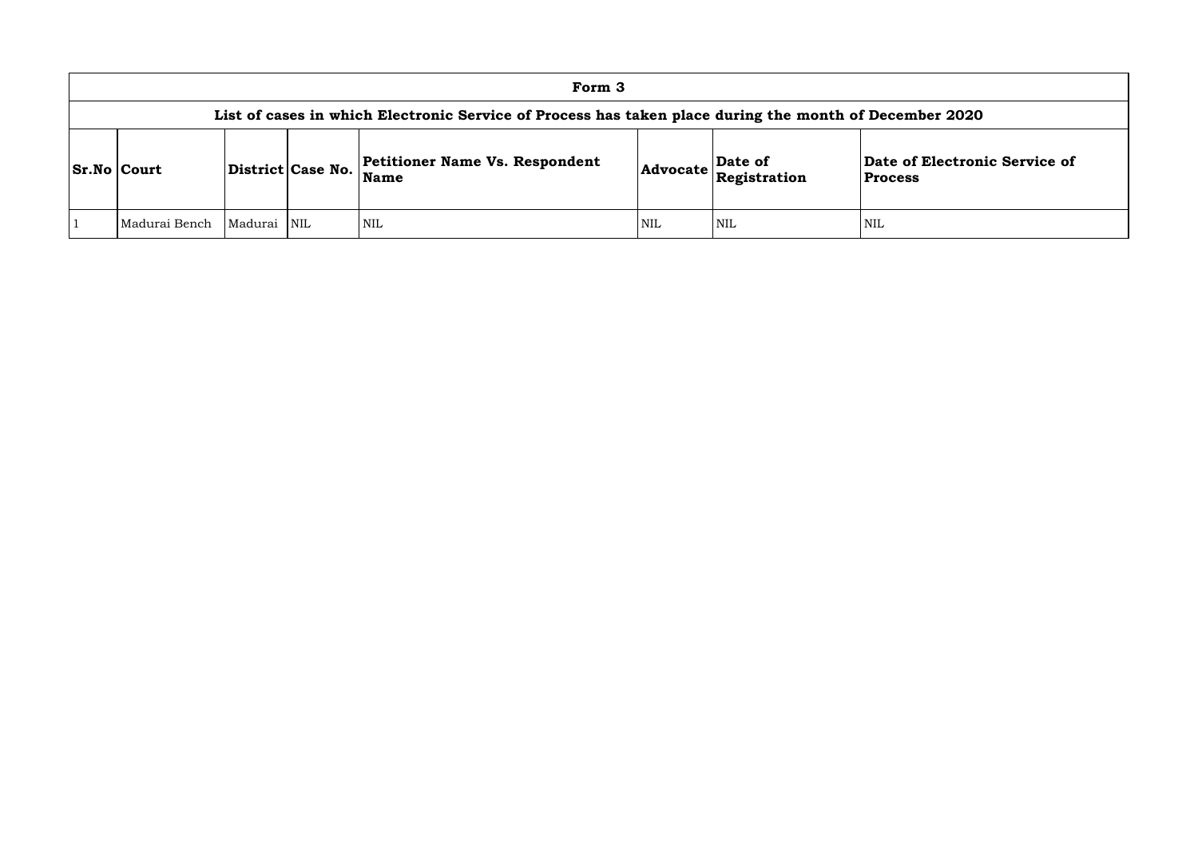| Form 3 | | | | | | | |
|---|---|---|---|---|---|---|---|
| **List of cases in which Electronic Service of Process has taken place during the month of December 2020** | | | | | | | |
| **Sr.No** | **Court** | **District** | **Case No.** | **Petitioner Name Vs. Respondent Name** | **Advocate** | **Date of Registration** | **Date of Electronic Service of Process** |
| 1 | Madurai Bench | Madurai | NIL | NIL | NIL | NIL | NIL |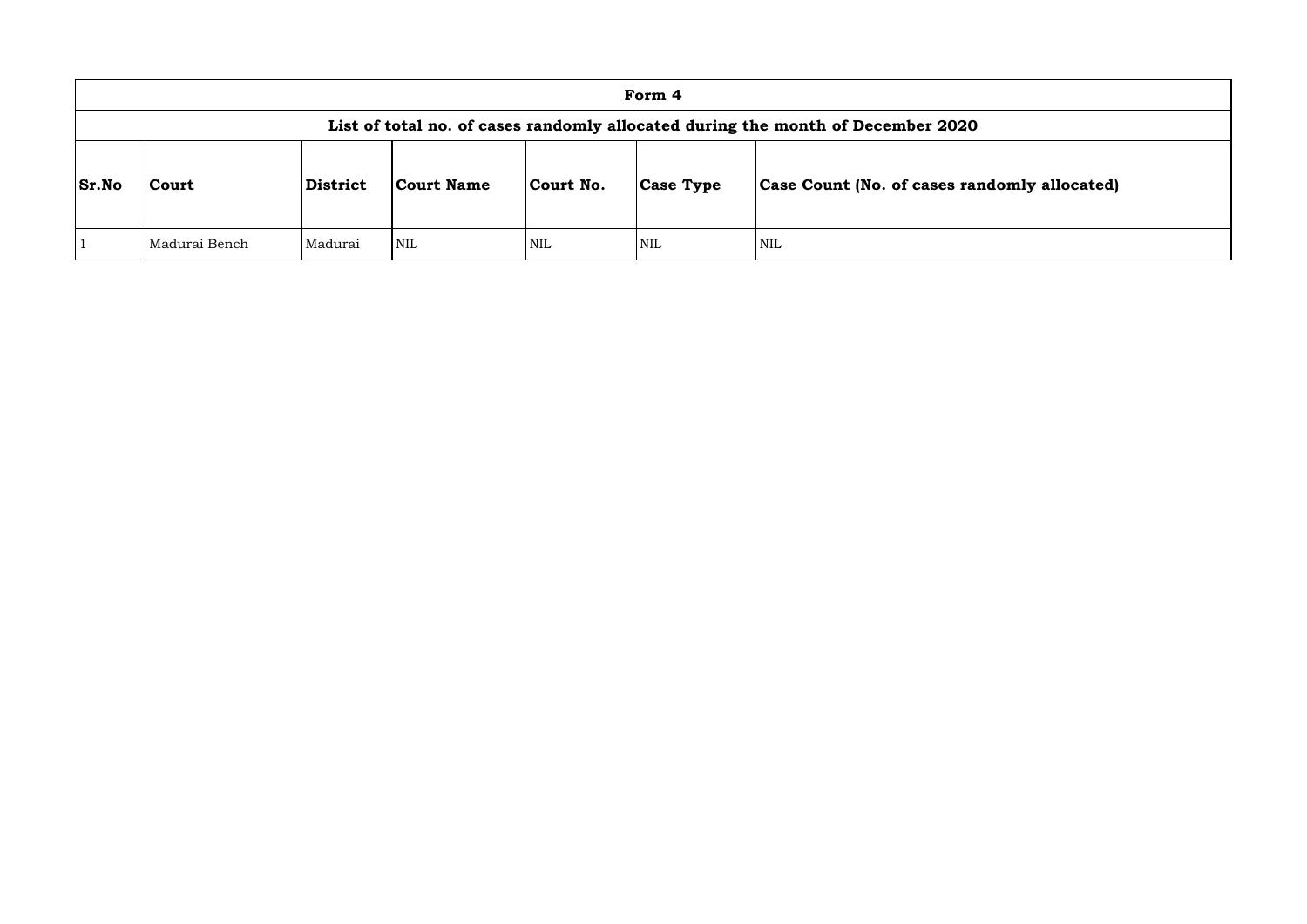| Form 4 | | | | | | |
|---|---|---|---|---|---|---|
| List of total no. of cases randomly allocated during the month of December 2020 | | | | | | |
| **Sr.No** | **Court** | **District** | **Court Name** | **Court No.** | **Case Type** | **Case Count (No. of cases randomly allocated)** |
| 1 | Madurai Bench | Madurai | NIL | NIL | NIL | NIL |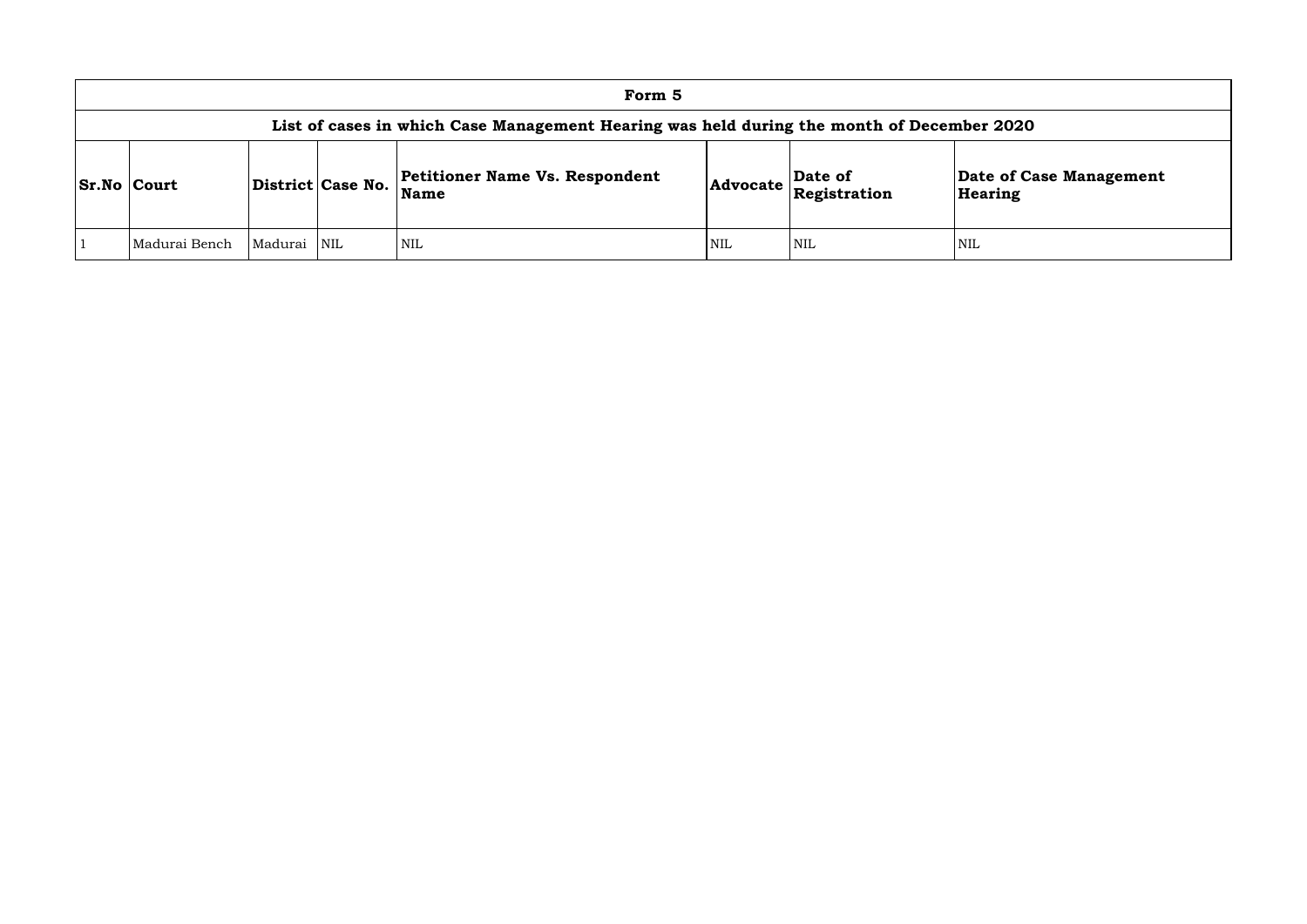## Form 5

### List of cases in which Case Management Hearing was held during the month of December 2020

| Sr.No | Court | District | Case No. | Petitioner Name Vs. Respondent Name | Advocate | Date of Registration | Date of Case Management Hearing |
|---|---|---|---|---|---|---|---|
| 1 | Madurai Bench | Madurai | NIL | NIL | NIL | NIL | NIL |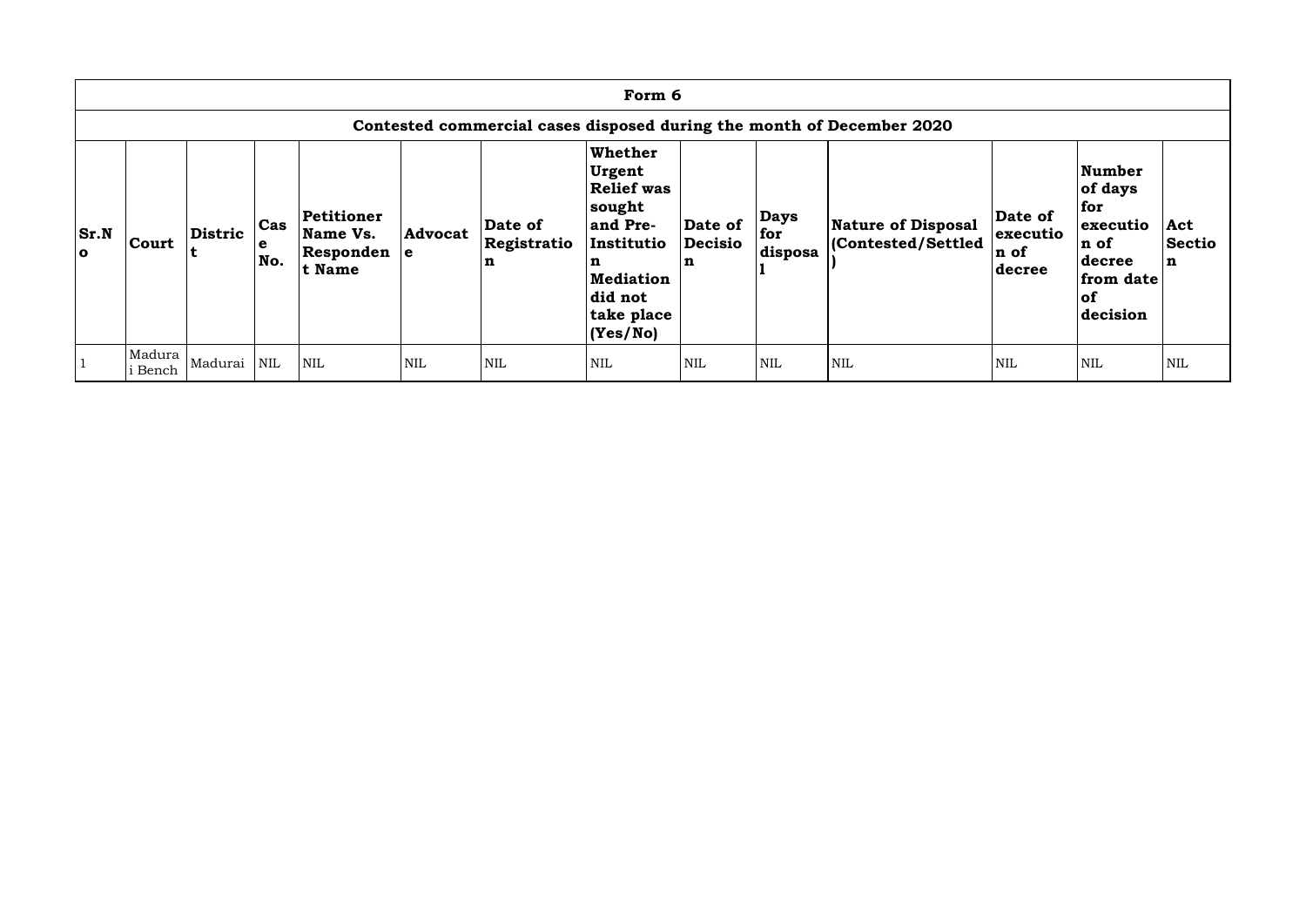## Form 6

### Contested commercial cases disposed during the month of December 2020

| Sr.No | Court | District | Case No. | Petitioner Name Vs. Respondent Name | Advocate | Date of Registration | Whether Urgent Relief was sought and Pre-Institution Mediation did not take place (Yes/No) | Date of Decision | Days for disposal | Nature of Disposal (Contested/Settled) | Date of execution of decree | Number of days for execution of decree from date of decision | Act Section |
|---|---|---|---|---|---|---|---|---|---|---|---|---|---|
| 1 | Madurai Bench | Madurai | NIL | NIL | NIL | NIL | NIL | NIL | NIL | NIL | NIL | NIL | NIL |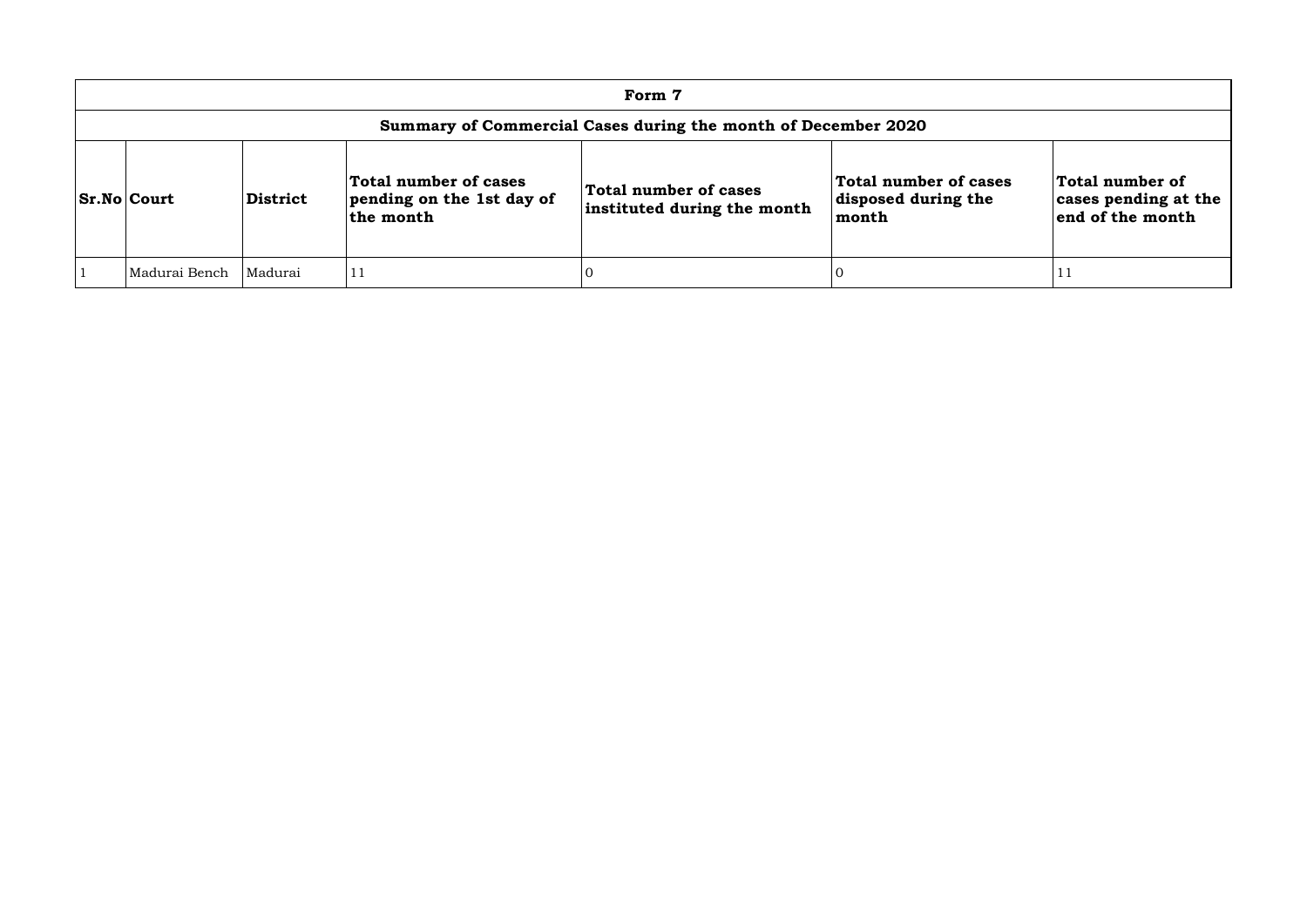| Form 7 | | | | | | |
|---|---|---|---|---|---|---|
| **Summary of Commercial Cases during the month of December 2020** | | | | | | |
| **Sr.No** | **Court** | **District** | **Total number of cases pending on the 1st day of the month** | **Total number of cases instituted during the month** | **Total number of cases disposed during the month** | **Total number of cases pending at the end of the month** |
| 1 | Madurai Bench | Madurai | 11 | 0 | 0 | 11 |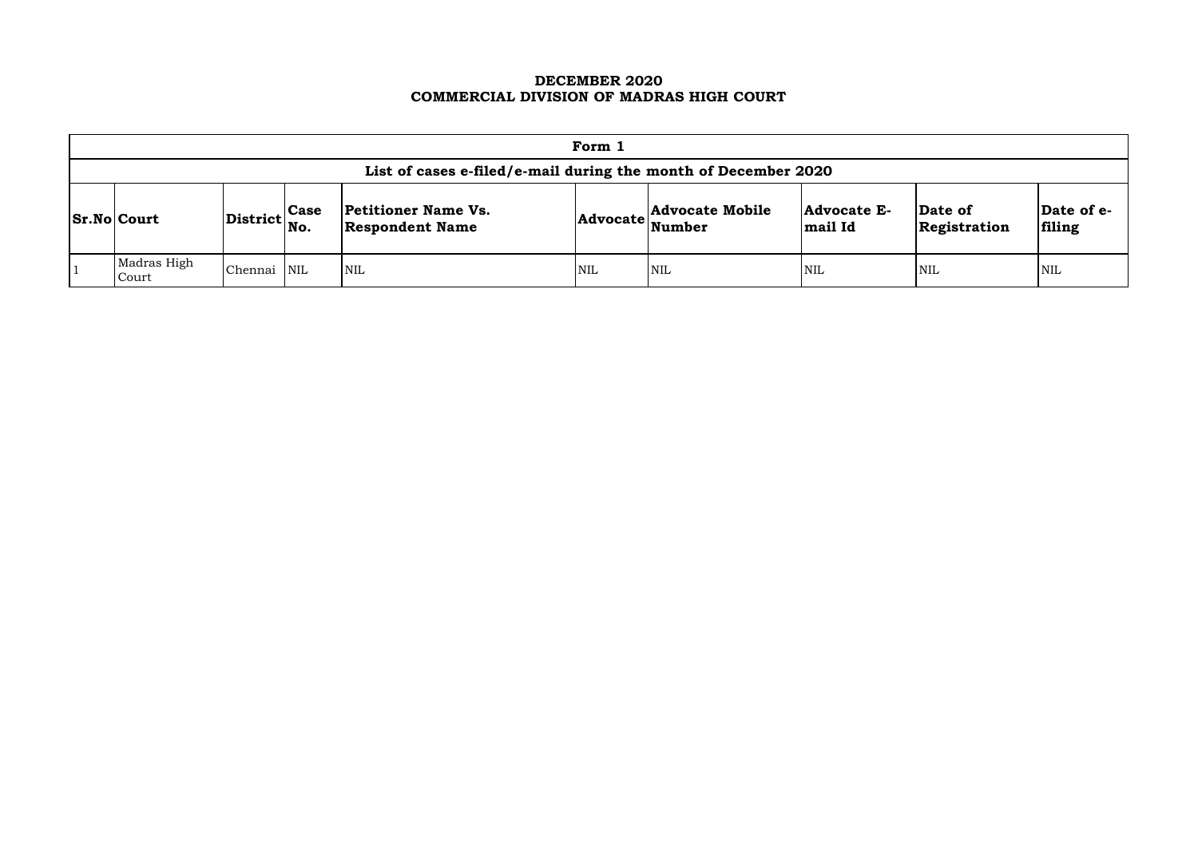**DECEMBER 2020**
**COMMERCIAL DIVISION OF MADRAS HIGH COURT**

| Form 1 | | | | | | | | | |
|---|---|---|---|---|---|---|---|---|---|
| **List of cases e-filed/e-mail during the month of December 2020** | | | | | | | | | |
| **Sr.No** | **Court** | **District** | **Case No.** | **Petitioner Name Vs. Respondent Name** | **Advocate** | **Advocate Mobile Number** | **Advocate E-mail Id** | **Date of Registration** | **Date of e-filing** |
| 1 | Madras High Court | Chennai | NIL | NIL | NIL | NIL | NIL | NIL | NIL |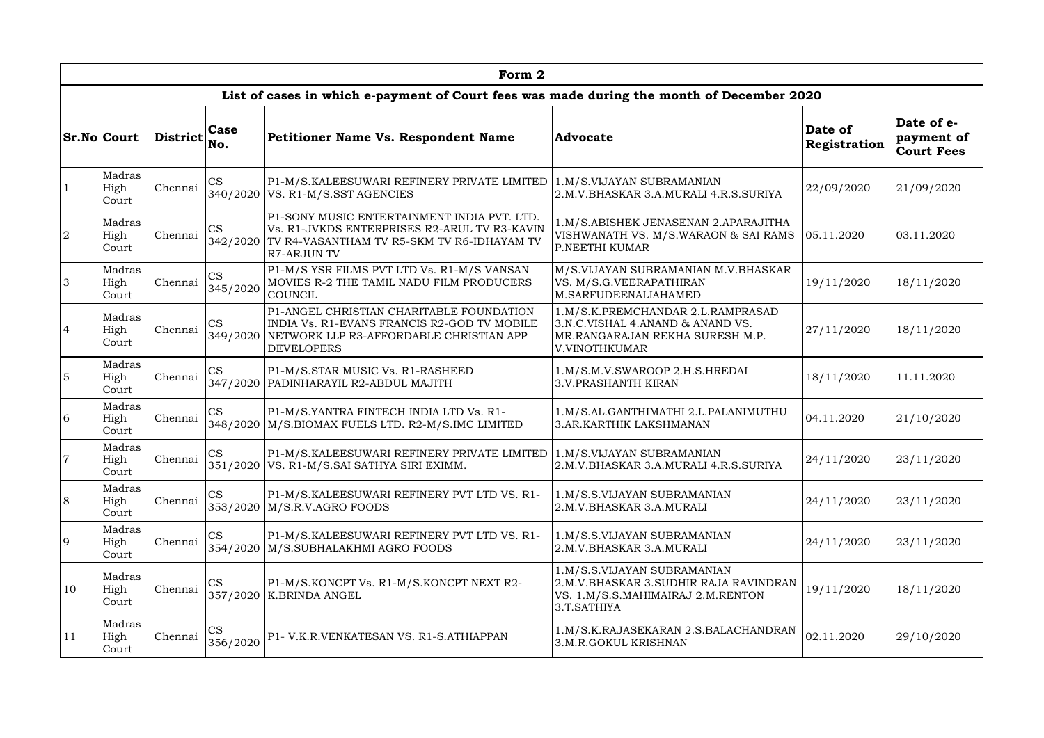| Form 2 | | | | | | | |
|---|---|---|---|---|---|---|---|
| List of cases in which e-payment of Court fees was made during the month of December 2020 | | | | | | | |
| Sr.No | Court | District | Case No. | Petitioner Name Vs. Respondent Name | Advocate | Date of Registration | Date of e-payment of Court Fees |
| 1 | Madras High Court | Chennai | CS 340/2020 | P1-M/S.KALEESUWARI REFINERY PRIVATE LIMITED VS. R1-M/S.SST AGENCIES | 1.M/S.VIJAYAN SUBRAMANIAN 2.M.V.BHASKAR 3.A.MURALI 4.R.S.SURIYA | 22/09/2020 | 21/09/2020 |
| 2 | Madras High Court | Chennai | CS 342/2020 | P1-SONY MUSIC ENTERTAINMENT INDIA PVT. LTD. Vs. R1-JVKDS ENTERPRISES R2-ARUL TV R3-KAVIN TV R4-VASANTHAM TV R5-SKM TV R6-IDHAYAM TV R7-ARJUN TV | 1.M/S.ABISHEK JENASENAN 2.APARAJITHA VISHWANATH VS. M/S.WARAON & SAI RAMS P.NEETHI KUMAR | 05.11.2020 | 03.11.2020 |
| 3 | Madras High Court | Chennai | CS 345/2020 | P1-M/S YSR FILMS PVT LTD Vs. R1-M/S VANSAN MOVIES R-2 THE TAMIL NADU FILM PRODUCERS COUNCIL | M/S.VIJAYAN SUBRAMANIAN M.V.BHASKAR VS. M/S.G.VEERAPATHIRAN M.SARFUDEENALIAHAMED | 19/11/2020 | 18/11/2020 |
| 4 | Madras High Court | Chennai | CS 349/2020 | P1-ANGEL CHRISTIAN CHARITABLE FOUNDATION INDIA Vs. R1-EVANS FRANCIS R2-GOD TV MOBILE NETWORK LLP R3-AFFORDABLE CHRISTIAN APP DEVELOPERS | 1.M/S.K.PREMCHANDAR 2.L.RAMPRASAD 3.N.C.VISHAL 4.ANAND & ANAND VS. MR.RANGARAJAN REKHA SURESH M.P. V.VINOTHKUMAR | 27/11/2020 | 18/11/2020 |
| 5 | Madras High Court | Chennai | CS 347/2020 | P1-M/S.STAR MUSIC Vs. R1-RASHEED PADINHARAYIL R2-ABDUL MAJITH | 1.M/S.M.V.SWAROOP 2.H.S.HREDAI 3.V.PRASHANTH KIRAN | 18/11/2020 | 11.11.2020 |
| 6 | Madras High Court | Chennai | CS 348/2020 | P1-M/S.YANTRA FINTECH INDIA LTD Vs. R1-M/S.BIOMAX FUELS LTD. R2-M/S.IMC LIMITED | 1.M/S.AL.GANTHIMATHI 2.L.PALANIMUTHU 3.AR.KARTHIK LAKSHMANAN | 04.11.2020 | 21/10/2020 |
| 7 | Madras High Court | Chennai | CS 351/2020 | P1-M/S.KALEESUWARI REFINERY PRIVATE LIMITED VS. R1-M/S.SAI SATHYA SIRI EXIMM. | 1.M/S.VIJAYAN SUBRAMANIAN 2.M.V.BHASKAR 3.A.MURALI 4.R.S.SURIYA | 24/11/2020 | 23/11/2020 |
| 8 | Madras High Court | Chennai | CS 353/2020 | P1-M/S.KALEESUWARI REFINERY PVT LTD VS. R1-M/S.R.V.AGRO FOODS | 1.M/S.S.VIJAYAN SUBRAMANIAN 2.M.V.BHASKAR 3.A.MURALI | 24/11/2020 | 23/11/2020 |
| 9 | Madras High Court | Chennai | CS 354/2020 | P1-M/S.KALEESUWARI REFINERY PVT LTD VS. R1-M/S.SUBHALAKHMI AGRO FOODS | 1.M/S.S.VIJAYAN SUBRAMANIAN 2.M.V.BHASKAR 3.A.MURALI | 24/11/2020 | 23/11/2020 |
| 10 | Madras High Court | Chennai | CS 357/2020 | P1-M/S.KONCPT Vs. R1-M/S.KONCPT NEXT R2-K.BRINDA ANGEL | 1.M/S.S.VIJAYAN SUBRAMANIAN 2.M.V.BHASKAR 3.SUDHIR RAJA RAVINDRAN VS. 1.M/S.S.MAHIMAIRAJ 2.M.RENTON 3.T.SATHIYA | 19/11/2020 | 18/11/2020 |
| 11 | Madras High Court | Chennai | CS 356/2020 | P1- V.K.R.VENKATESAN VS. R1-S.ATHIAPPAN | 1.M/S.K.RAJASEKARAN 2.S.BALACHANDRAN 3.M.R.GOKUL KRISHNAN | 02.11.2020 | 29/10/2020 |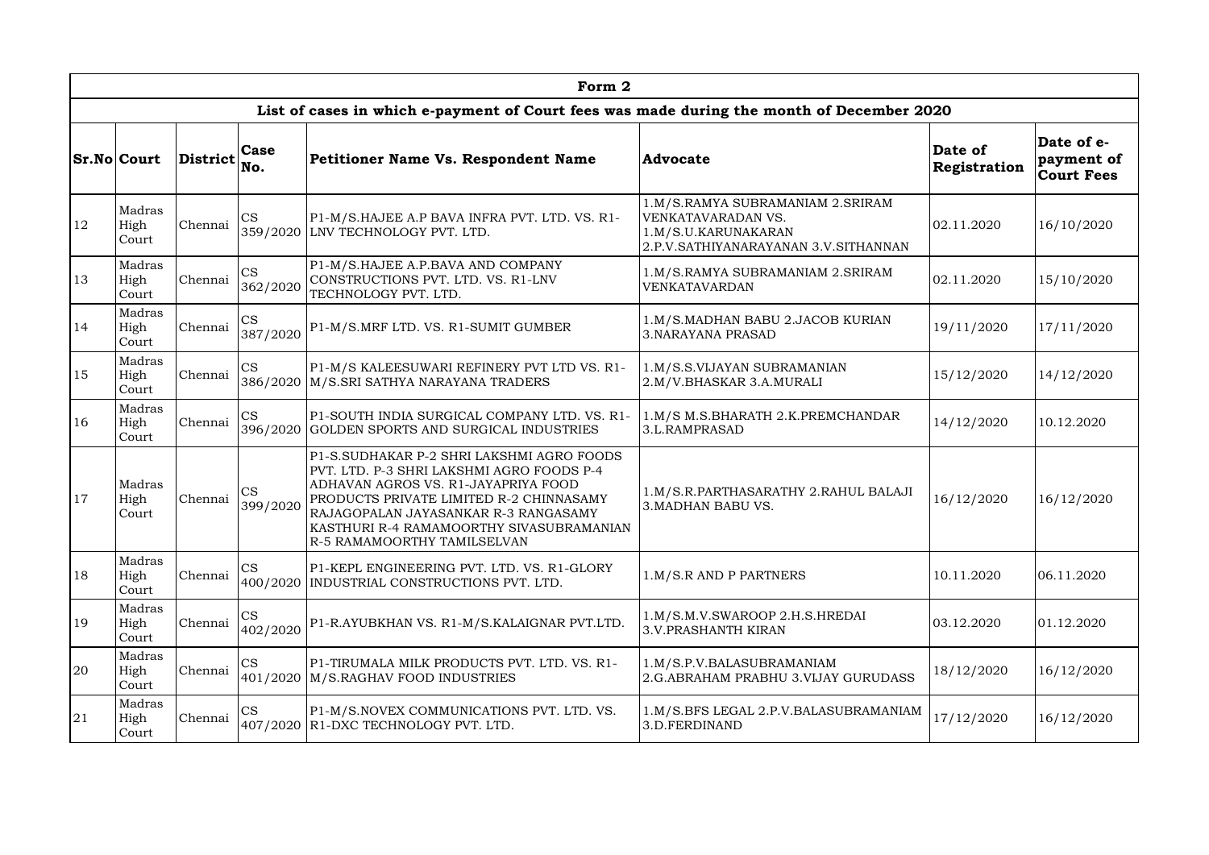| Form 2 | | | | | | | |
|---|---|---|---|---|---|---|---|
| **List of cases in which e-payment of Court fees was made during the month of December 2020** | | | | | | | |
| **Sr.No** | **Court** | **District** | **Case No.** | **Petitioner Name Vs. Respondent Name** | **Advocate** | **Date of Registration** | **Date of e-payment of Court Fees** |
| 12 | Madras High Court | Chennai | CS 359/2020 | P1-M/S.HAJEE A.P BAVA INFRA PVT. LTD. VS. R1-LNV TECHNOLOGY PVT. LTD. | 1.M/S.RAMYA SUBRAMANIAM 2.SRIRAM VENKATAVARADAN VS. 1.M/S.U.KARUNAKARAN 2.P.V.SATHIYANARAYANAN 3.V.SITHANNAN | 02.11.2020 | 16/10/2020 |
| 13 | Madras High Court | Chennai | CS 362/2020 | P1-M/S.HAJEE A.P.BAVA AND COMPANY CONSTRUCTIONS PVT. LTD. VS. R1-LNV TECHNOLOGY PVT. LTD. | 1.M/S.RAMYA SUBRAMANIAM 2.SRIRAM VENKATAVARDAN | 02.11.2020 | 15/10/2020 |
| 14 | Madras High Court | Chennai | CS 387/2020 | P1-M/S.MRF LTD. VS. R1-SUMIT GUMBER | 1.M/S.MADHAN BABU 2.JACOB KURIAN 3.NARAYANA PRASAD | 19/11/2020 | 17/11/2020 |
| 15 | Madras High Court | Chennai | CS 386/2020 | P1-M/S KALEESUWARI REFINERY PVT LTD VS. R1-M/S.SRI SATHYA NARAYANA TRADERS | 1.M/S.S.VIJAYAN SUBRAMANIAN 2.M/V.BHASKAR 3.A.MURALI | 15/12/2020 | 14/12/2020 |
| 16 | Madras High Court | Chennai | CS 396/2020 | P1-SOUTH INDIA SURGICAL COMPANY LTD. VS. R1-GOLDEN SPORTS AND SURGICAL INDUSTRIES | 1.M/S M.S.BHARATH 2.K.PREMCHANDAR 3.L.RAMPRASAD | 14/12/2020 | 10.12.2020 |
| 17 | Madras High Court | Chennai | CS 399/2020 | P1-S.SUDHAKAR P-2 SHRI LAKSHMI AGRO FOODS PVT. LTD. P-3 SHRI LAKSHMI AGRO FOODS P-4 ADHAVAN AGROS VS. R1-JAYAPRIYA FOOD PRODUCTS PRIVATE LIMITED R-2 CHINNASAMY RAJAGOPALAN JAYASANKAR R-3 RANGASAMY KASTHURI R-4 RAMAMOORTHY SIVASUBRAMANIAN R-5 RAMAMOORTHY TAMILSELVAN | 1.M/S.R.PARTHASARATHY 2.RAHUL BALAJI 3.MADHAN BABU VS. | 16/12/2020 | 16/12/2020 |
| 18 | Madras High Court | Chennai | CS 400/2020 | P1-KEPL ENGINEERING PVT. LTD. VS. R1-GLORY INDUSTRIAL CONSTRUCTIONS PVT. LTD. | 1.M/S.R AND P PARTNERS | 10.11.2020 | 06.11.2020 |
| 19 | Madras High Court | Chennai | CS 402/2020 | P1-R.AYUBKHAN VS. R1-M/S.KALAIGNAR PVT.LTD. | 1.M/S.M.V.SWAROOP 2.H.S.HREDAI 3.V.PRASHANTH KIRAN | 03.12.2020 | 01.12.2020 |
| 20 | Madras High Court | Chennai | CS 401/2020 | P1-TIRUMALA MILK PRODUCTS PVT. LTD. VS. R1-M/S.RAGHAV FOOD INDUSTRIES | 1.M/S.P.V.BALASUBRAMANIAM 2.G.ABRAHAM PRABHU 3.VIJAY GURUDASS | 18/12/2020 | 16/12/2020 |
| 21 | Madras High Court | Chennai | CS 407/2020 | P1-M/S.NOVEX COMMUNICATIONS PVT. LTD. VS. R1-DXC TECHNOLOGY PVT. LTD. | 1.M/S.BFS LEGAL 2.P.V.BALASUBRAMANIAM 3.D.FERDINAND | 17/12/2020 | 16/12/2020 |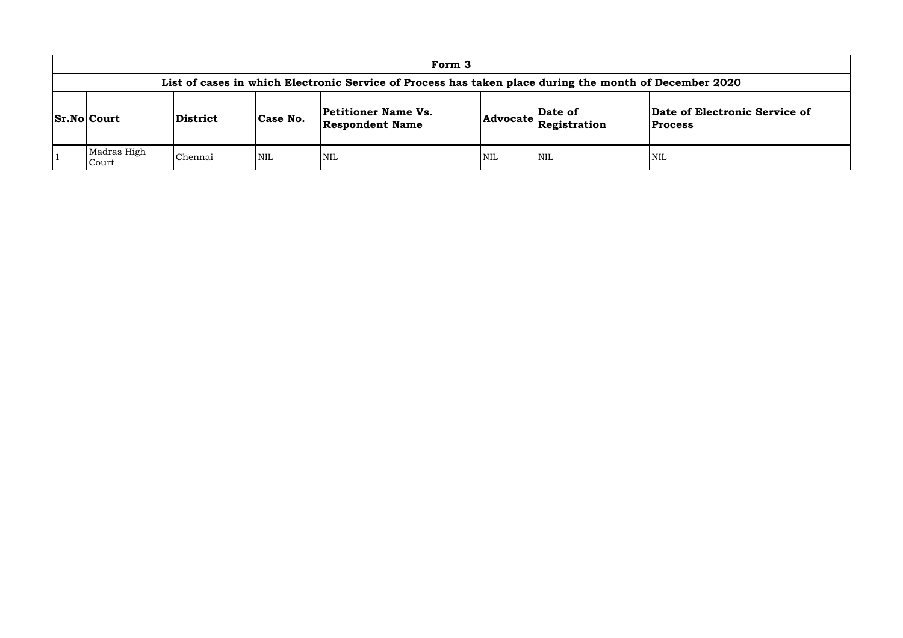# Form 3

## List of cases in which Electronic Service of Process has taken place during the month of December 2020

| Sr.No | Court | District | Case No. | Petitioner Name Vs. Respondent Name | Advocate | Date of Registration | Date of Electronic Service of Process |
|---|---|---|---|---|---|---|---|
| 1 | Madras High Court | Chennai | NIL | NIL | NIL | NIL | NIL |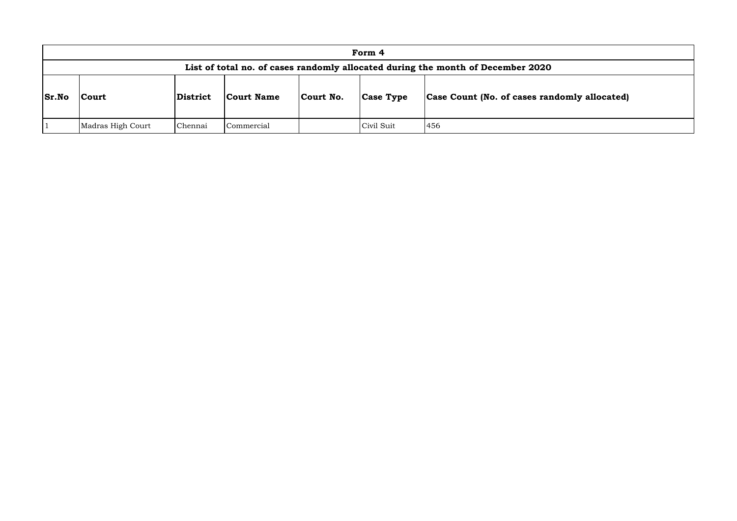| Form 4 | | | | | | |
|---|---|---|---|---|---|---|
| List of total no. of cases randomly allocated during the month of December 2020 | | | | | | |
| **Sr.No** | **Court** | **District** | **Court Name** | **Court No.** | **Case Type** | **Case Count (No. of cases randomly allocated)** |
| 1 | Madras High Court | Chennai | Commercial | | Civil Suit | 456 |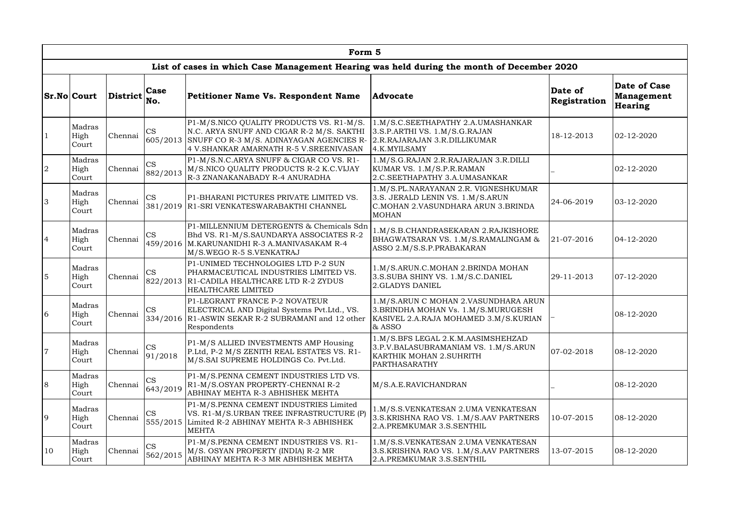# Form 5

## List of cases in which Case Management Hearing was held during the month of December 2020

| Sr.No | Court | District | Case No. | Petitioner Name Vs. Respondent Name | Advocate | Date of Registration | Date of Case Management Hearing |
|---|---|---|---|---|---|---|---|
| 1 | Madras High Court | Chennai | CS 605/2013 | P1-M/S.NICO QUALITY PRODUCTS VS. R1-M/S. N.C. ARYA SNUFF AND CIGAR R-2 M/S. SAKTHI SNUFF CO R-3 M/S. ADINAYAGAN AGENCIES R-4 V.SHANKAR AMARNATH R-5 V.SREENIVASAN | 1.M/S.C.SEETHAPATHY 2.A.UMASHANKAR 3.S.P.ARTHI VS. 1.M/S.G.RAJAN 2.R.RAJARAJAN 3.R.DILLIKUMAR 4.K.MYILSAMY | 18-12-2013 | 02-12-2020 |
| 2 | Madras High Court | Chennai | CS 882/2013 | P1-M/S.N.C.ARYA SNUFF & CIGAR CO VS. R1-M/S.NICO QUALITY PRODUCTS R-2 K.C.VIJAY R-3 ZNANAKANABADY R-4 ANURADHA | 1.M/S.G.RAJAN 2.R.RAJARAJAN 3.R.DILLI KUMAR VS. 1.M/S.P.R.RAMAN 2.C.SEETHAPATHY 3.A.UMASANKAR | _ | 02-12-2020 |
| 3 | Madras High Court | Chennai | CS 381/2019 | P1-BHARANI PICTURES PRIVATE LIMITED VS. R1-SRI VENKATESWARABAKTHI CHANNEL | 1.M/S.PL.NARAYANAN 2.R. VIGNESHKUMAR 3.S. JERALD LENIN VS. 1.M/S.ARUN C.MOHAN 2.VASUNDHARA ARUN 3.BRINDA MOHAN | 24-06-2019 | 03-12-2020 |
| 4 | Madras High Court | Chennai | CS 459/2016 | P1-MILLENNIUM DETERGENTS & Chemicals Sdn Bhd VS. R1-M/S.SAUNDARYA ASSOCIATES R-2 M.KARUNANIDHI R-3 A.MANIVASAKAM R-4 M/S.WEGO R-5 S.VENKATRAJ | 1.M/S.B.CHANDRASEKARAN 2.RAJKISHORE BHAGWATSARAN VS. 1.M/S.RAMALINGAM & ASSO 2.M/S.S.P.PRABAKARAN | 21-07-2016 | 04-12-2020 |
| 5 | Madras High Court | Chennai | CS 822/2013 | P1-UNIMED TECHNOLOGIES LTD P-2 SUN PHARMACEUTICAL INDUSTRIES LIMITED VS. R1-CADILA HEALTHCARE LTD R-2 ZYDUS HEALTHCARE LIMITED | 1.M/S.ARUN.C.MOHAN 2.BRINDA MOHAN 3.S.SUBA SHINY VS. 1.M/S.C.DANIEL 2.GLADYS DANIEL | 29-11-2013 | 07-12-2020 |
| 6 | Madras High Court | Chennai | CS 334/2016 | P1-LEGRANT FRANCE P-2 NOVATEUR ELECTRICAL AND Digital Systems Pvt.Ltd., VS. R1-ASWIN SEKAR R-2 SUBRAMANI and 12 other Respondents | 1.M/S.ARUN C MOHAN 2.VASUNDHARA ARUN 3.BRINDHA MOHAN Vs. 1.M/S.MURUGESH KASIVEL 2.A.RAJA MOHAMED 3.M/S.KURIAN & ASSO | _ | 08-12-2020 |
| 7 | Madras High Court | Chennai | CS 91/2018 | P1-M/S ALLIED INVESTMENTS AMP Housing P.Ltd, P-2 M/S ZENITH REAL ESTATES VS. R1-M/S.SAI SUPREME HOLDINGS Co. Pvt.Ltd. | 1.M/S.BFS LEGAL 2.K.M.AASIMSHEHZAD 3.P.V.BALASUBRAMANIAM VS. 1.M/S.ARUN KARTHIK MOHAN 2.SUHRITH PARTHASARATHY | 07-02-2018 | 08-12-2020 |
| 8 | Madras High Court | Chennai | CS 643/2019 | P1-M/S.PENNA CEMENT INDUSTRIES LTD VS. R1-M/S.OSYAN PROPERTY-CHENNAI R-2 ABHINAY MEHTA R-3 ABHISHEK MEHTA | M/S.A.E.RAVICHANDRAN | _ | 08-12-2020 |
| 9 | Madras High Court | Chennai | CS 555/2015 | P1-M/S.PENNA CEMENT INDUSTRIES Limited VS. R1-M/S.URBAN TREE INFRASTRUCTURE (P) Limited R-2 ABHINAY MEHTA R-3 ABHISHEK MEHTA | 1.M/S.S.VENKATESAN 2.UMA VENKATESAN 3.S.KRISHNA RAO VS. 1.M/S.AAV PARTNERS 2.A.PREMKUMAR 3.S.SENTHIL | 10-07-2015 | 08-12-2020 |
| 10 | Madras High Court | Chennai | CS 562/2015 | P1-M/S.PENNA CEMENT INDUSTRIES VS. R1-M/S. OSYAN PROPERTY (INDIA) R-2 MR ABHINAY MEHTA R-3 MR ABHISHEK MEHTA | 1.M/S.S.VENKATESAN 2.UMA VENKATESAN 3.S.KRISHNA RAO VS. 1.M/S.AAV PARTNERS 2.A.PREMKUMAR 3.S.SENTHIL | 13-07-2015 | 08-12-2020 |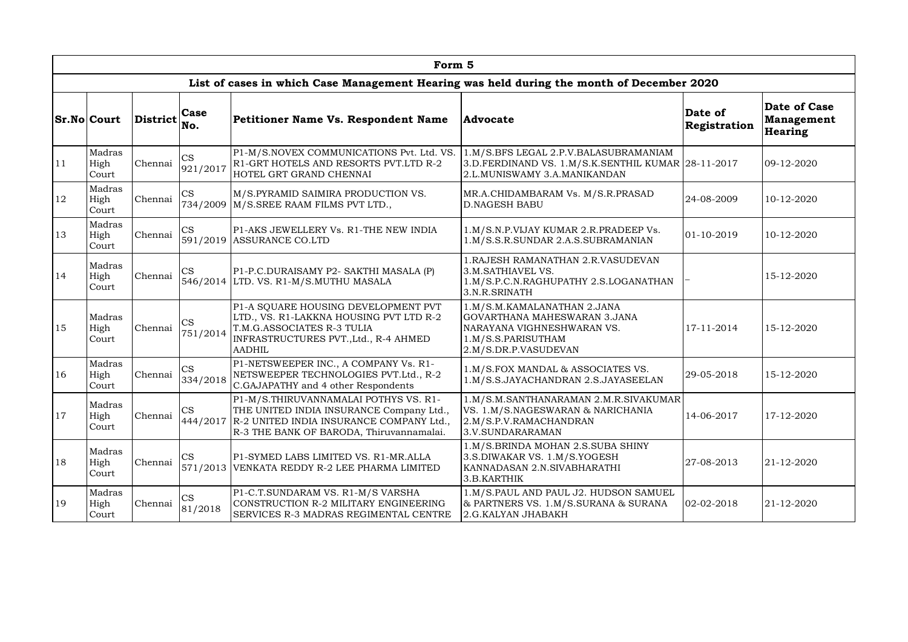# Form 5

## List of cases in which Case Management Hearing was held during the month of December 2020

| Sr.No | Court | District | Case No. | Petitioner Name Vs. Respondent Name | Advocate | Date of Registration | Date of Case Management Hearing |
|---|---|---|---|---|---|---|---|
| 11 | Madras High Court | Chennai | CS 921/2017 | P1-M/S.NOVEX COMMUNICATIONS Pvt. Ltd. VS. R1-GRT HOTELS AND RESORTS PVT.LTD R-2 HOTEL GRT GRAND CHENNAI | 1.M/S.BFS LEGAL 2.P.V.BALASUBRAMANIAM 3.D.FERDINAND VS. 1.M/S.K.SENTHIL KUMAR 2.L.MUNISWAMY 3.A.MANIKANDAN | 28-11-2017 | 09-12-2020 |
| 12 | Madras High Court | Chennai | CS 734/2009 | M/S.PYRAMID SAIMIRA PRODUCTION VS. M/S.SREE RAAM FILMS PVT LTD., | MR.A.CHIDAMBARAM Vs. M/S.R.PRASAD D.NAGESH BABU | 24-08-2009 | 10-12-2020 |
| 13 | Madras High Court | Chennai | CS 591/2019 | P1-AKS JEWELLERY Vs. R1-THE NEW INDIA ASSURANCE CO.LTD | 1.M/S.N.P.VIJAY KUMAR 2.R.PRADEEP Vs. 1.M/S.S.R.SUNDAR 2.A.S.SUBRAMANIAN | 01-10-2019 | 10-12-2020 |
| 14 | Madras High Court | Chennai | CS 546/2014 | P1-P.C.DURAISAMY P2- SAKTHI MASALA (P) LTD. VS. R1-M/S.MUTHU MASALA | 1.RAJESH RAMANATHAN 2.R.VASUDEVAN 3.M.SATHIAVEL VS. 1.M/S.P.C.N.RAGHUPATHY 2.S.LOGANATHAN 3.N.R.SRINATH | – | 15-12-2020 |
| 15 | Madras High Court | Chennai | CS 751/2014 | P1-A SQUARE HOUSING DEVELOPMENT PVT LTD., VS. R1-LAKKNA HOUSING PVT LTD R-2 T.M.G.ASSOCIATES R-3 TULIA INFRASTRUCTURES PVT.,Ltd., R-4 AHMED AADHIL | 1.M/S.M.KAMALANATHAN 2.JANA GOVARTHANA MAHESWARAN 3.JANA NARAYANA VIGHNESHWARAN VS. 1.M/S.S.PARISUTHAM 2.M/S.DR.P.VASUDEVAN | 17-11-2014 | 15-12-2020 |
| 16 | Madras High Court | Chennai | CS 334/2018 | P1-NETSWEEPER INC., A COMPANY Vs. R1-NETSWEEPER TECHNOLOGIES PVT.Ltd., R-2 C.GAJAPATHY and 4 other Respondents | 1.M/S.FOX MANDAL & ASSOCIATES VS. 1.M/S.S.JAYACHANDRAN 2.S.JAYASEELAN | 29-05-2018 | 15-12-2020 |
| 17 | Madras High Court | Chennai | CS 444/2017 | P1-M/S.THIRUVANNAMALAI POTHYS VS. R1-THE UNITED INDIA INSURANCE Company Ltd., R-2 UNITED INDIA INSURANCE COMPANY Ltd., R-3 THE BANK OF BARODA, Thiruvannamalai. | 1.M/S.M.SANTHANARAMAN 2.M.R.SIVAKUMAR VS. 1.M/S.NAGESWARAN & NARICHANIA 2.M/S.P.V.RAMACHANDRAN 3.V.SUNDARARAMAN | 14-06-2017 | 17-12-2020 |
| 18 | Madras High Court | Chennai | CS 571/2013 | P1-SYMED LABS LIMITED VS. R1-MR.ALLA VENKATA REDDY R-2 LEE PHARMA LIMITED | 1.M/S.BRINDA MOHAN 2.S.SUBA SHINY 3.S.DIWAKAR VS. 1.M/S.YOGESH KANNADASAN 2.N.SIVABHARATHI 3.B.KARTHIK | 27-08-2013 | 21-12-2020 |
| 19 | Madras High Court | Chennai | CS 81/2018 | P1-C.T.SUNDARAM VS. R1-M/S VARSHA CONSTRUCTION R-2 MILITARY ENGINEERING SERVICES R-3 MADRAS REGIMENTAL CENTRE | 1.M/S.PAUL AND PAUL J2. HUDSON SAMUEL & PARTNERS VS. 1.M/S.SURANA & SURANA 2.G.KALYAN JHABAKH | 02-02-2018 | 21-12-2020 |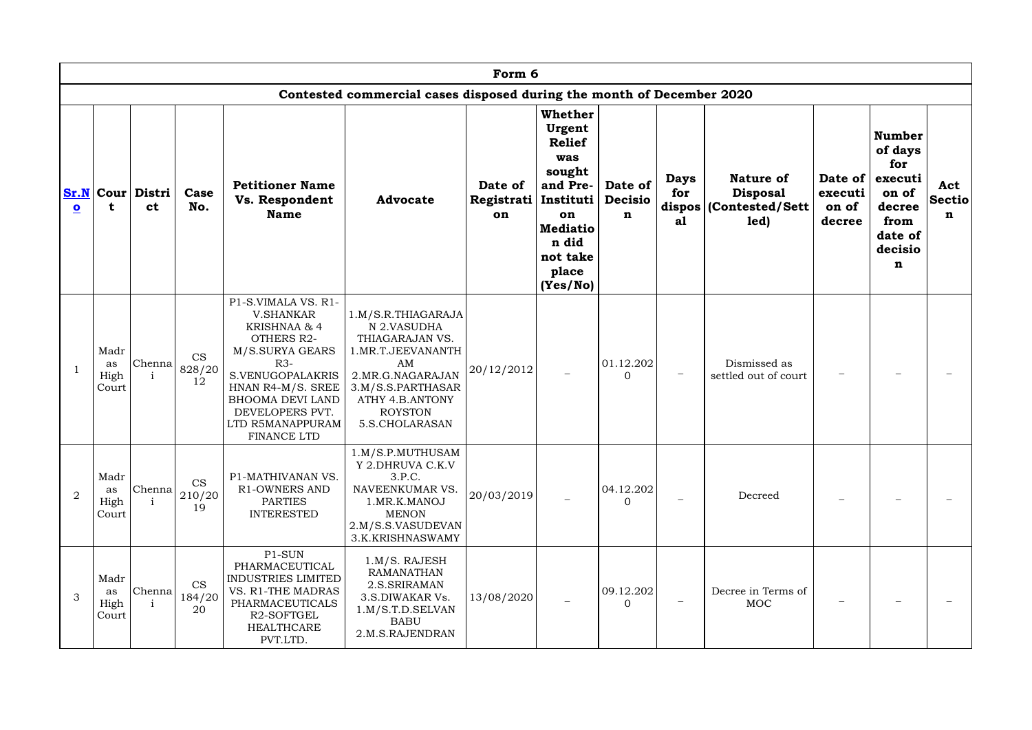| Form 6 | | | | | | | | | | | | | |
|---|---|---|---|---|---|---|---|---|---|---|---|---|---|
| Contested commercial cases disposed during the month of December 2020 | | | | | | | | | | | | | |
| Sr.No | Court | District | Case No. | Petitioner Name Vs. Respondent Name | Advocate | Date of Registration | Whether Urgent Relief was sought and Pre-Institution Mediation did not take place (Yes/No) | Date of Decision | Days for disposal | Nature of Disposal (Contested/Settled) | Date of execution of decree | Number of days for execution of decree from date of decision | Act Section |
| 1 | Madras High Court | Chennai | CS 828/2012 | P1-S.VIMALA VS. R1-V.SHANKAR KRISHNAA & 4 OTHERS R2-M/S.SURYA GEARS R3-S.VENUGOPALAKRISHNAN R4-M/S. SREE BHOOMA DEVI LAND DEVELOPERS PVT. LTD R5MANAPPURAM FINANCE LTD | 1.M/S.R.THIAGARAJAN 2.VASUDHA THIAGARAJAN VS. 1.MR.T.JEEVANANTHAM 2.MR.G.NAGARAJAN 3.M/S.S.PARTHASARATHY 4.B.ANTONY ROYSTON 5.S.CHOLARASAN | 20/12/2012 | – | 01.12.2020 | – | Dismissed as settled out of court | – | – | – |
| 2 | Madras High Court | Chennai | CS 210/2019 | P1-MATHIVANAN VS. R1-OWNERS AND PARTIES INTERESTED | 1.M/S.P.MUTHUSAMY 2.DHRUVA C.K.V 3.P.C. NAVEENKUMAR VS. 1.MR.K.MANOJ MENON 2.M/S.S.VASUDEVAN 3.K.KRISHNASWAMY | 20/03/2019 | – | 04.12.2020 | – | Decreed | – | – | – |
| 3 | Madras High Court | Chennai | CS 184/2020 | P1-SUN PHARMACEUTICAL INDUSTRIES LIMITED VS. R1-THE MADRAS PHARMACEUTICALS R2-SOFTGEL HEALTHCARE PVT.LTD. | 1.M/S. RAJESH RAMANATHAN 2.S.SRIRAMAN 3.S.DIWAKAR Vs. 1.M/S.T.D.SELVAN BABU 2.M.S.RAJENDRAN | 13/08/2020 | – | 09.12.2020 | – | Decree in Terms of MOC | – | – | – |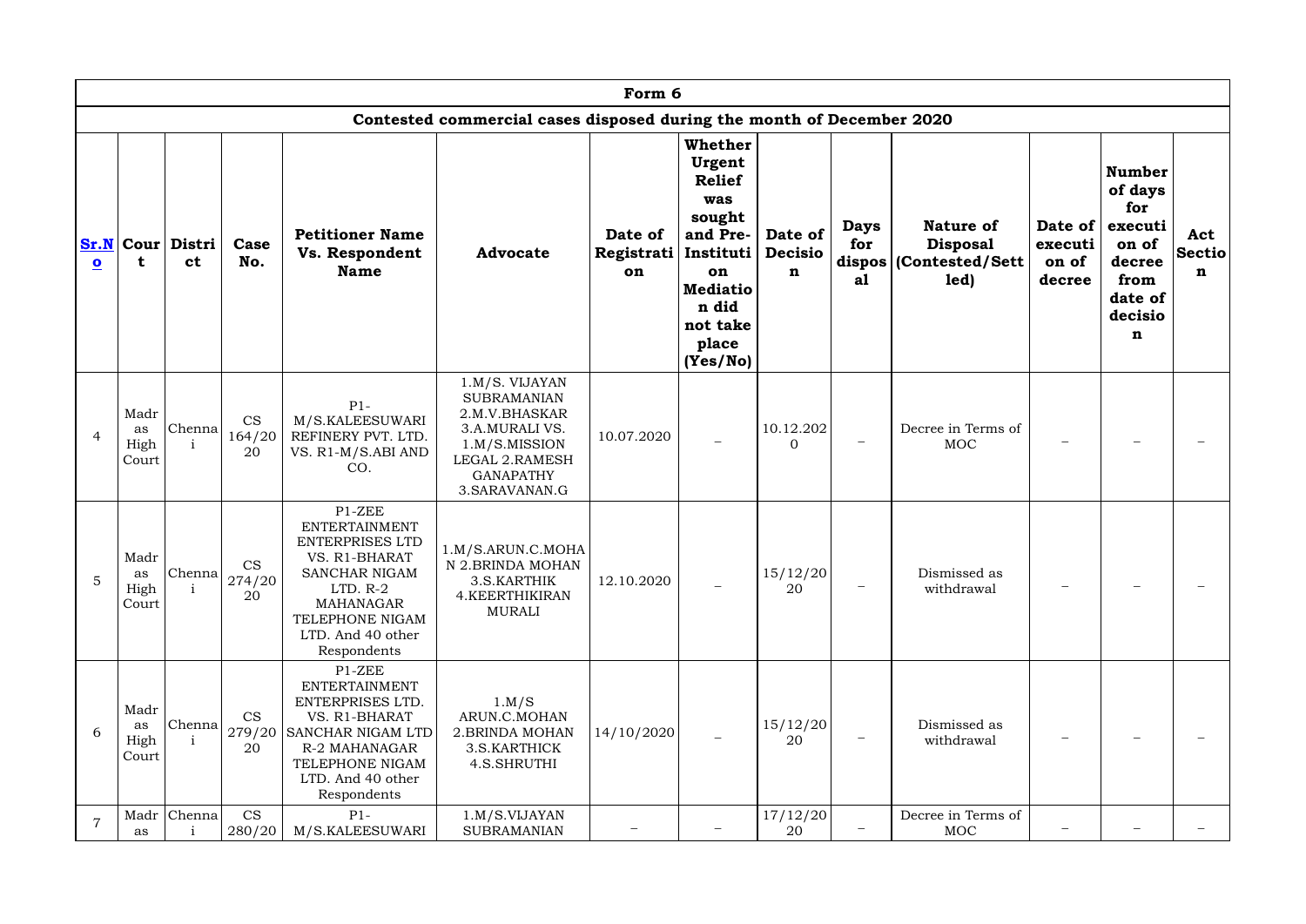| Form 6 | | | | | | | | | | | | | |
|---|---|---|---|---|---|---|---|---|---|---|---|---|---|
| Contested commercial cases disposed during the month of December 2020 | | | | | | | | | | | | | |
| **Sr.No** | **Court** | **District** | **Case No.** | **Petitioner Name Vs. Respondent Name** | **Advocate** | **Date of Registration** | **Whether Urgent Relief was sought and Pre-Institution Mediation did not take place (Yes/No)** | **Date of Decision** | **Days for disposal** | **Nature of Disposal (Contested/Settled)** | **Date of execution of decree** | **Number of days for execution of decree from date of decision** | **Act Section** |
| 4 | Madras High Court | Chennai | CS 164/2020 | P1-M/S.KALEESUWARI REFINERY PVT. LTD. VS. R1-M/S.ABI AND CO. | 1.M/S. VIJAYAN SUBRAMANIAN 2.M.V.BHASKAR 3.A.MURALI VS. 1.M/S.MISSION LEGAL 2.RAMESH GANAPATHY 3.SARAVANAN.G | 10.07.2020 | – | 10.12.2020 | – | Decree in Terms of MOC | – | – | – |
| 5 | Madras High Court | Chennai | CS 274/2020 | P1-ZEE ENTERTAINMENT ENTERPRISES LTD VS. R1-BHARAT SANCHAR NIGAM LTD. R-2 MAHANAGAR TELEPHONE NIGAM LTD. And 40 other Respondents | 1.M/S.ARUN.C.MOHAN 2.BRINDA MOHAN 3.S.KARTHIK 4.KEERTHIKIRAN MURALI | 12.10.2020 | – | 15/12/2020 | – | Dismissed as withdrawal | – | – | – |
| 6 | Madras High Court | Chennai | CS 279/2020 | P1-ZEE ENTERTAINMENT ENTERPRISES LTD. VS. R1-BHARAT SANCHAR NIGAM LTD R-2 MAHANAGAR TELEPHONE NIGAM LTD. And 40 other Respondents | 1.M/S ARUN.C.MOHAN 2.BRINDA MOHAN 3.S.KARTHICK 4.S.SHRUTHI | 14/10/2020 | – | 15/12/2020 | – | Dismissed as withdrawal | – | – | – |
| 7 | Madras | Chennai | CS 280/20 | P1-M/S.KALEESUWARI | 1.M/S.VIJAYAN SUBRAMANIAN | – | – | 17/12/2020 | – | Decree in Terms of MOC | – | – | – |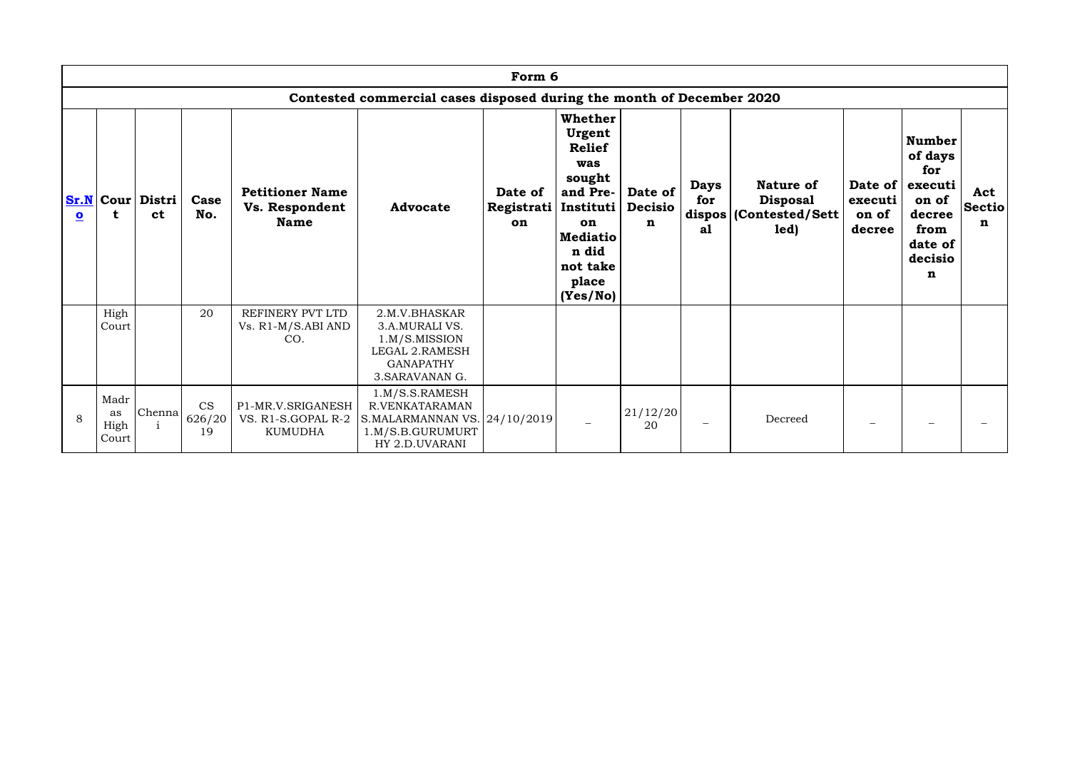| Form 6 | | | | | | | | | | | | | |
|---|---|---|---|---|---|---|---|---|---|---|---|---|---|
| Contested commercial cases disposed during the month of December 2020 | | | | | | | | | | | | | |
| **Sr.No** | **Court** | **District** | **Case No.** | **Petitioner Name Vs. Respondent Name** | **Advocate** | **Date of Registration** | **Whether Urgent Relief was sought and Pre-Institution Mediation did not take place (Yes/No)** | **Date of Decision** | **Days for disposal** | **Nature of Disposal (Contested/Settled)** | **Date of execution of decree** | **Number of days for execution of decree from date of decision** | **Act Section** |
| | High Court | | 20 | REFINERY PVT LTD Vs. R1-M/S.ABI AND CO. | 2.M.V.BHASKAR 3.A.MURALI VS. 1.M/S.MISSION LEGAL 2.RAMESH GANAPATHY 3.SARAVANAN G. | | | | | | | | |
| 8 | Madras High Court | Chennai | CS 626/2019 | P1-MR.V.SRIGANESH VS. R1-S.GOPAL R-2 KUMUDHA | 1.M/S.S.RAMESH R.VENKATARAMAN S.MALARMANNAN VS. 1.M/S.B.GURUMURTHY 2.D.UVARANI | 24/10/2019 | – | 21/12/2020 | – | Decreed | – | – | – |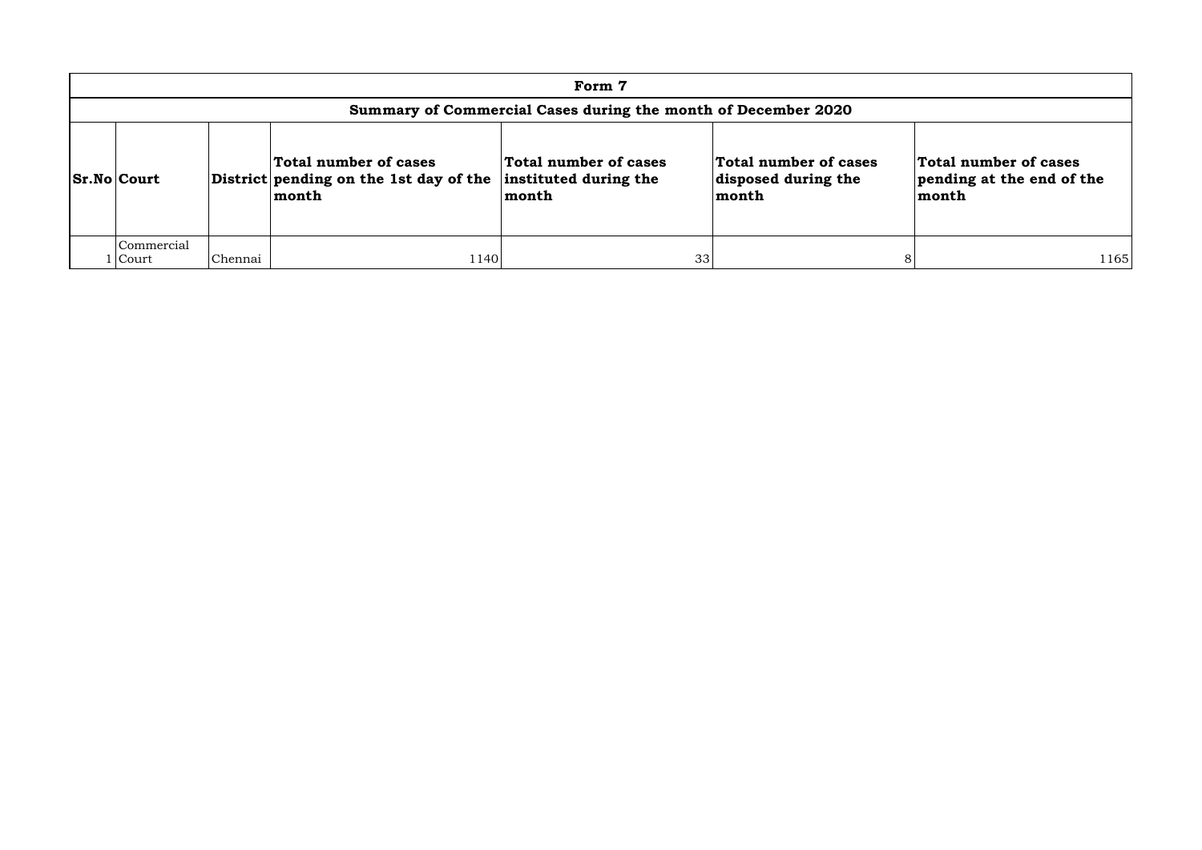| Form 7 | | | | | | |
|---|---|---|---|---|---|---|
| **Summary of Commercial Cases during the month of December 2020** | | | | | | |
| **Sr.No** | **Court** | **District** | **Total number of cases pending on the 1st day of the month** | **Total number of cases instituted during the month** | **Total number of cases disposed during the month** | **Total number of cases pending at the end of the month** |
| 1 | Commercial Court | Chennai | 1140 | 33 | 8 | 1165 |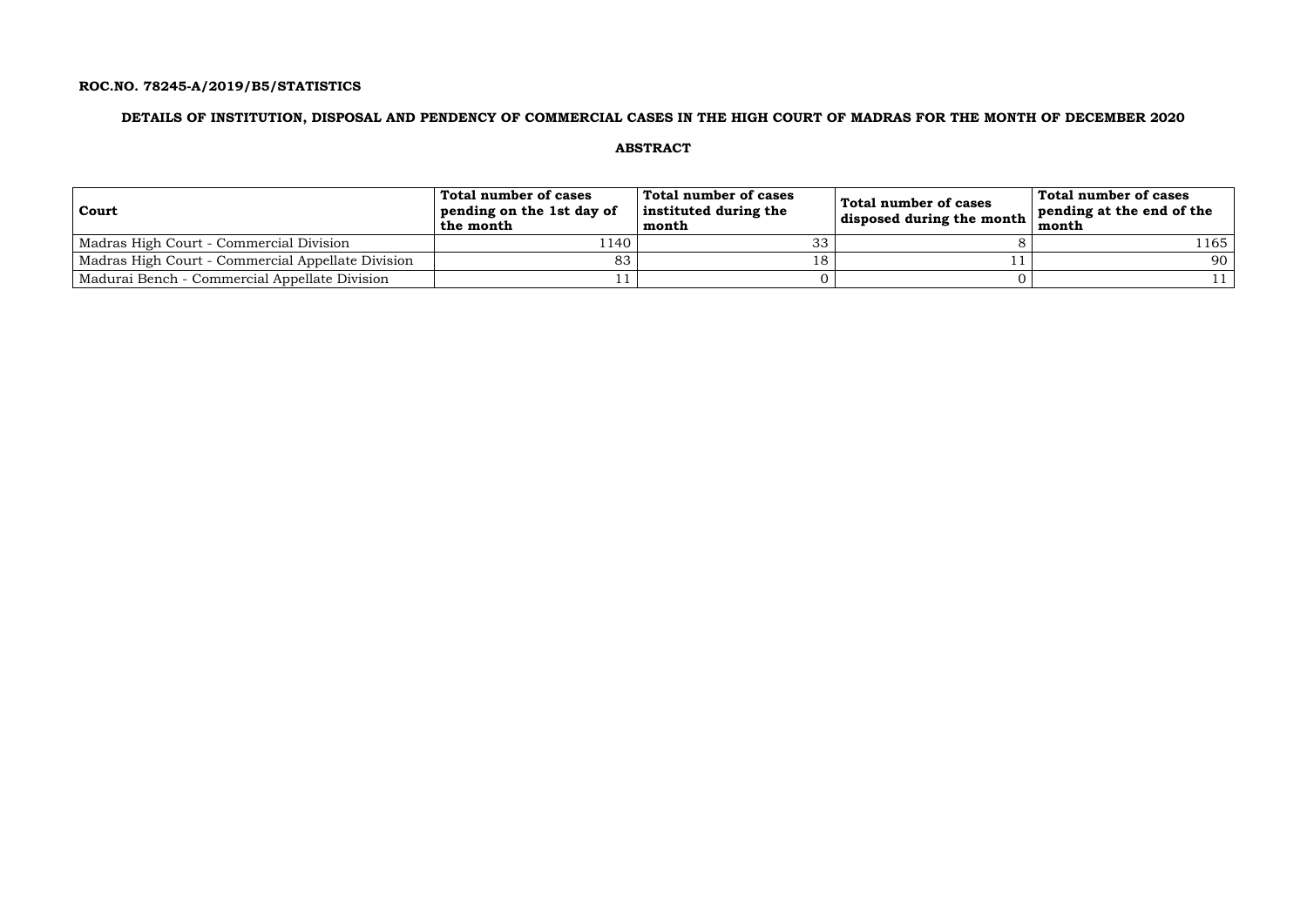**ROC.NO. 78245-A/2019/B5/STATISTICS**

**DETAILS OF INSTITUTION, DISPOSAL AND PENDENCY OF COMMERCIAL CASES IN THE HIGH COURT OF MADRAS FOR THE MONTH OF DECEMBER 2020**

**ABSTRACT**

| Court | Total number of cases pending on the 1st day of the month | Total number of cases instituted during the month | Total number of cases disposed during the month | Total number of cases pending at the end of the month |
|---|---|---|---|---|
| Madras High Court - Commercial Division | 1140 | 33 | 8 | 1165 |
| Madras High Court - Commercial Appellate Division | 83 | 18 | 11 | 90 |
| Madurai Bench - Commercial Appellate Division | 11 | 0 | 0 | 11 |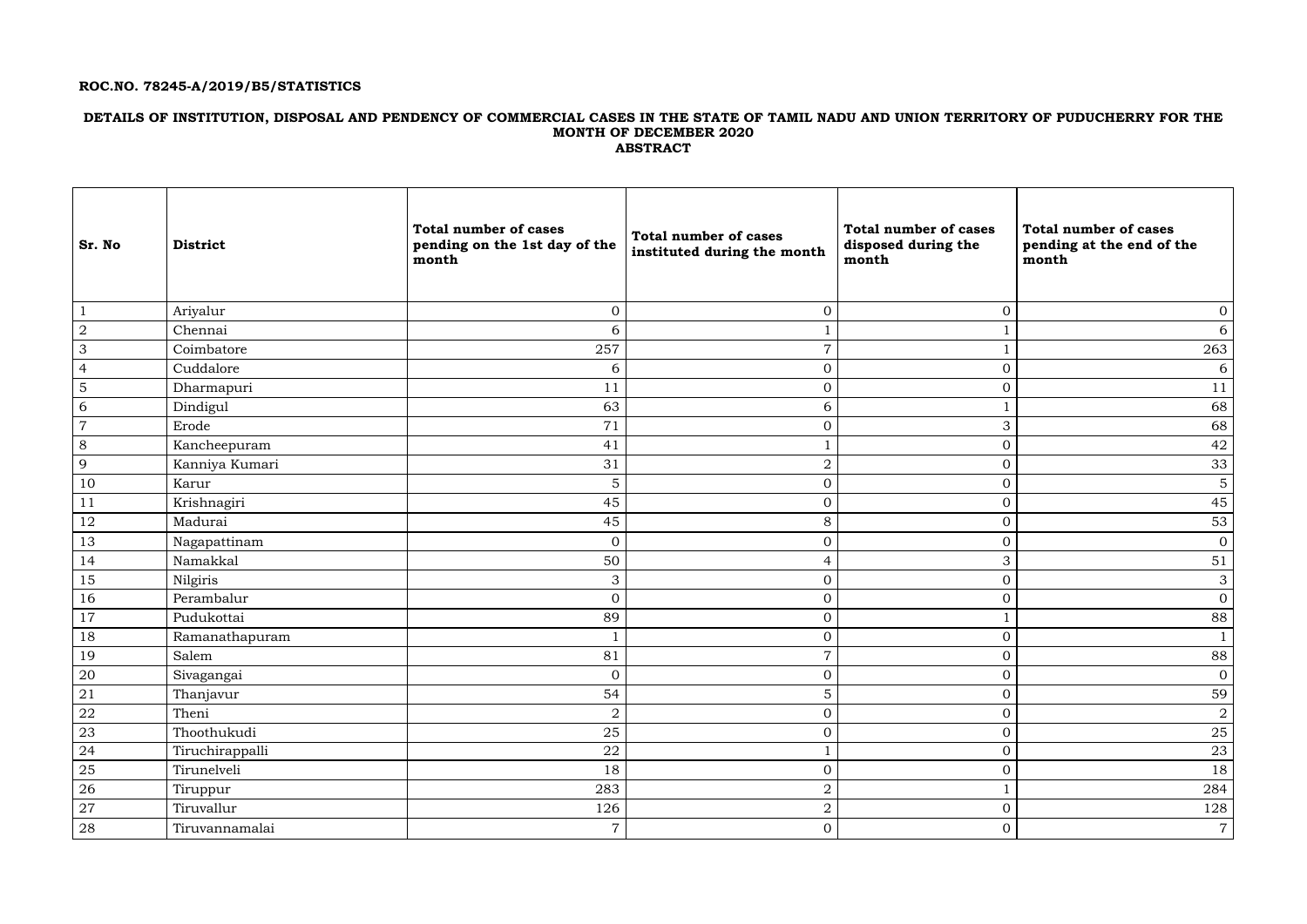**ROC.NO. 78245-A/2019/B5/STATISTICS**

**DETAILS OF INSTITUTION, DISPOSAL AND PENDENCY OF COMMERCIAL CASES IN THE STATE OF TAMIL NADU AND UNION TERRITORY OF PUDUCHERRY FOR THE MONTH OF DECEMBER 2020**
**ABSTRACT**

| Sr. No | District | Total number of cases pending on the 1st day of the month | Total number of cases instituted during the month | Total number of cases disposed during the month | Total number of cases pending at the end of the month |
|---|---|---|---|---|---|
| 1 | Ariyalur | 0 | 0 | 0 | 0 |
| 2 | Chennai | 6 | 1 | 1 | 6 |
| 3 | Coimbatore | 257 | 7 | 1 | 263 |
| 4 | Cuddalore | 6 | 0 | 0 | 6 |
| 5 | Dharmapuri | 11 | 0 | 0 | 11 |
| 6 | Dindigul | 63 | 6 | 1 | 68 |
| 7 | Erode | 71 | 0 | 3 | 68 |
| 8 | Kancheepuram | 41 | 1 | 0 | 42 |
| 9 | Kanniya Kumari | 31 | 2 | 0 | 33 |
| 10 | Karur | 5 | 0 | 0 | 5 |
| 11 | Krishnagiri | 45 | 0 | 0 | 45 |
| 12 | Madurai | 45 | 8 | 0 | 53 |
| 13 | Nagapattinam | 0 | 0 | 0 | 0 |
| 14 | Namakkal | 50 | 4 | 3 | 51 |
| 15 | Nilgiris | 3 | 0 | 0 | 3 |
| 16 | Perambalur | 0 | 0 | 0 | 0 |
| 17 | Pudukottai | 89 | 0 | 1 | 88 |
| 18 | Ramanathapuram | 1 | 0 | 0 | 1 |
| 19 | Salem | 81 | 7 | 0 | 88 |
| 20 | Sivagangai | 0 | 0 | 0 | 0 |
| 21 | Thanjavur | 54 | 5 | 0 | 59 |
| 22 | Theni | 2 | 0 | 0 | 2 |
| 23 | Thoothukudi | 25 | 0 | 0 | 25 |
| 24 | Tiruchirappalli | 22 | 1 | 0 | 23 |
| 25 | Tirunelveli | 18 | 0 | 0 | 18 |
| 26 | Tiruppur | 283 | 2 | 1 | 284 |
| 27 | Tiruvallur | 126 | 2 | 0 | 128 |
| 28 | Tiruvannamalai | 7 | 0 | 0 | 7 |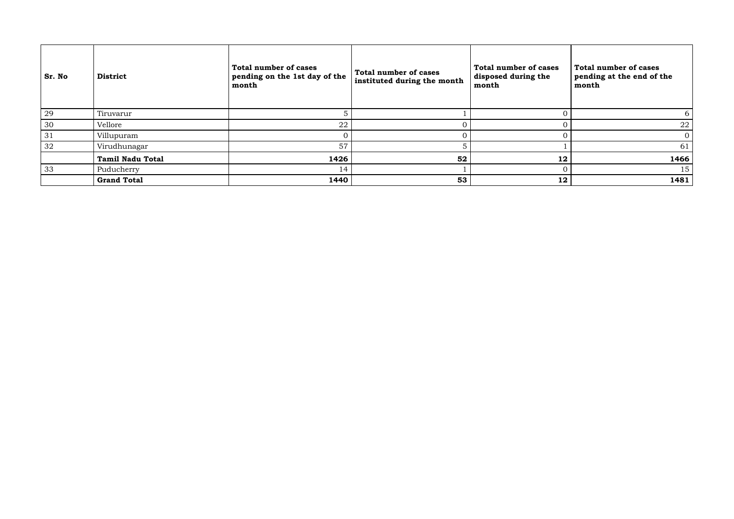| Sr. No | District | Total number of cases pending on the 1st day of the month | Total number of cases instituted during the month | Total number of cases disposed during the month | Total number of cases pending at the end of the month |
|---|---|---|---|---|---|
| 29 | Tiruvarur | 5 | 1 | 0 | 6 |
| 30 | Vellore | 22 | 0 | 0 | 22 |
| 31 | Villupuram | 0 | 0 | 0 | 0 |
| 32 | Virudhunagar | 57 | 5 | 1 | 61 |
| | **Tamil Nadu Total** | **1426** | **52** | **12** | **1466** |
| 33 | Puducherry | 14 | 1 | 0 | 15 |
| | **Grand Total** | **1440** | **53** | **12** | **1481** |